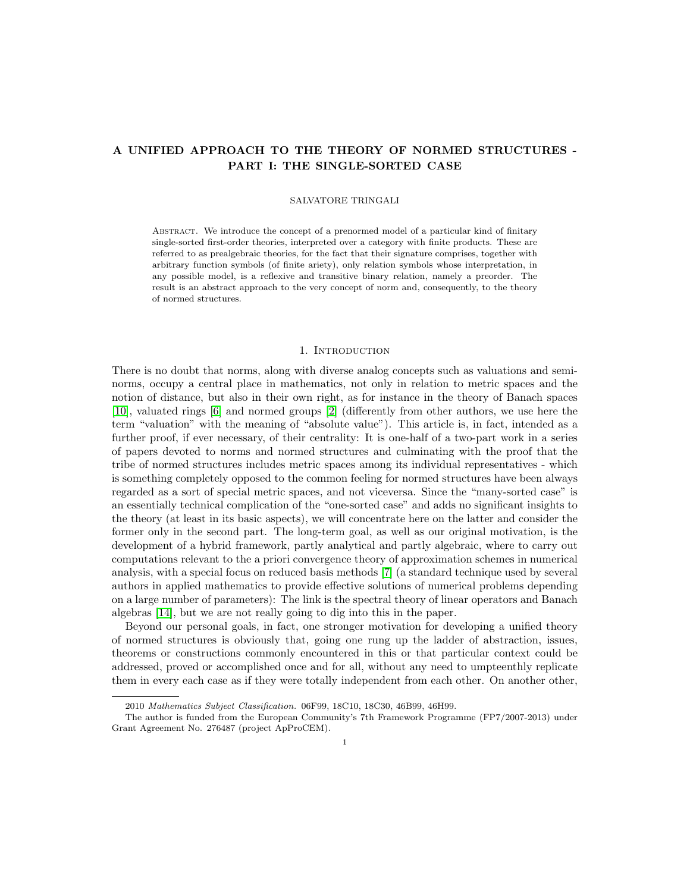# A UNIFIED APPROACH TO THE THEORY OF NORMED STRUCTURES - PART I: THE SINGLE-SORTED CASE

SALVATORE TRINGALI

Abstract. We introduce the concept of a prenormed model of a particular kind of finitary single-sorted first-order theories, interpreted over a category with finite products. These are referred to as prealgebraic theories, for the fact that their signature comprises, together with arbitrary function symbols (of finite ariety), only relation symbols whose interpretation, in any possible model, is a reflexive and transitive binary relation, namely a preorder. The result is an abstract approach to the very concept of norm and, consequently, to the theory of normed structures.

## 1. Introduction

There is no doubt that norms, along with diverse analog concepts such as valuations and seminorms, occupy a central place in mathematics, not only in relation to metric spaces and the notion of distance, but also in their own right, as for instance in the theory of Banach spaces [10], valuated rings [6] and normed groups [2] (differently from other authors, we use here the term "valuation" with the meaning of "absolute value"). This article is, in fact, intended as a further proof, if ever necessary, of their centrality: It is one-half of a two-part work in a series of papers devoted to norms and normed structures and culminating with the proof that the tribe of normed structures includes metric spaces among its individual representatives - which is something completely opposed to the common feeling for normed structures have been always regarded as a sort of special metric spaces, and not viceversa. Since the "many-sorted case" is an essentially technical complication of the "one-sorted case" and adds no significant insights to the theory (at least in its basic aspects), we will concentrate here on the latter and consider the former only in the second part. The long-term goal, as well as our original motivation, is the development of a hybrid framework, partly analytical and partly algebraic, where to carry out computations relevant to the a priori convergence theory of approximation schemes in numerical analysis, with a special focus on reduced basis methods [7] (a standard technique used by several authors in applied mathematics to provide effective solutions of numerical problems depending on a large number of parameters): The link is the spectral theory of linear operators and Banach algebras [14], but we are not really going to dig into this in the paper.

Beyond our personal goals, in fact, one stronger motivation for developing a unified theory of normed structures is obviously that, going one rung up the ladder of abstraction, issues, theorems or constructions commonly encountered in this or that particular context could be addressed, proved or accomplished once and for all, without any need to umpteenthly replicate them in every each case as if they were totally independent from each other. On another other,

---

2010 *Mathematics Subject Classification.* 06F99, 18C10, 18C30, 46B99, 46H99.

The author is funded from the European Community's 7th Framework Programme (FP7/2007-2013) under Grant Agreement No. 276487 (project ApProCEM).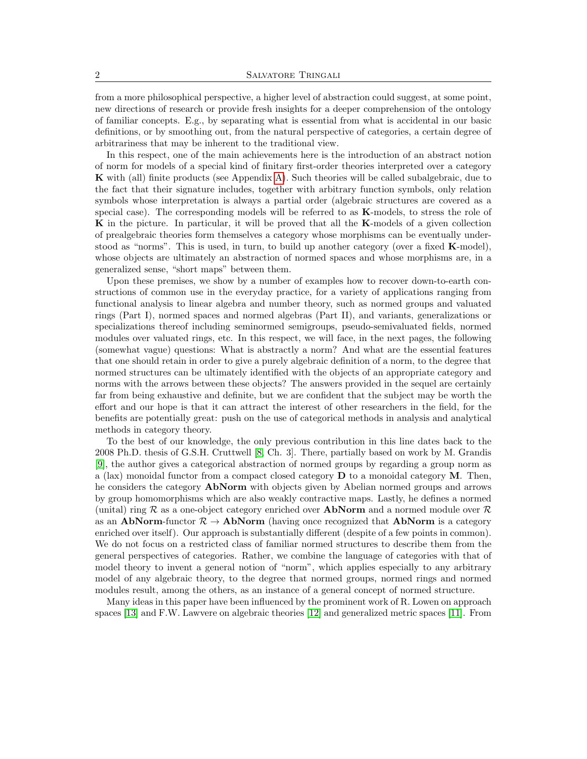from a more philosophical perspective, a higher level of abstraction could suggest, at some point, new directions of research or provide fresh insights for a deeper comprehension of the ontology of familiar concepts. E.g., by separating what is essential from what is accidental in our basic definitions, or by smoothing out, from the natural perspective of categories, a certain degree of arbitrariness that may be inherent to the traditional view.

In this respect, one of the main achievements here is the introduction of an abstract notion of norm for models of a special kind of finitary first-order theories interpreted over a category **K** with (all) finite products (see Appendix A). Such theories will be called subalgebraic, due to the fact that their signature includes, together with arbitrary function symbols, only relation symbols whose interpretation is always a partial order (algebraic structures are covered as a special case). The corresponding models will be referred to as **K**-models, to stress the role of **K** in the picture. In particular, it will be proved that all the **K**-models of a given collection of prealgebraic theories form themselves a category whose morphisms can be eventually understood as "norms". This is used, in turn, to build up another category (over a fixed **K**-model), whose objects are ultimately an abstraction of normed spaces and whose morphisms are, in a generalized sense, "short maps" between them.

Upon these premises, we show by a number of examples how to recover down-to-earth constructions of common use in the everyday practice, for a variety of applications ranging from functional analysis to linear algebra and number theory, such as normed groups and valuated rings (Part I), normed spaces and normed algebras (Part II), and variants, generalizations or specializations thereof including seminormed semigroups, pseudo-semivaluated fields, normed modules over valuated rings, etc. In this respect, we will face, in the next pages, the following (somewhat vague) questions: What is abstractly a norm? And what are the essential features that one should retain in order to give a purely algebraic definition of a norm, to the degree that normed structures can be ultimately identified with the objects of an appropriate category and norms with the arrows between these objects? The answers provided in the sequel are certainly far from being exhaustive and definite, but we are confident that the subject may be worth the effort and our hope is that it can attract the interest of other researchers in the field, for the benefits are potentially great: push on the use of categorical methods in analysis and analytical methods in category theory.

To the best of our knowledge, the only previous contribution in this line dates back to the 2008 Ph.D. thesis of G.S.H. Cruttwell [8, Ch. 3]. There, partially based on work by M. Grandis [9], the author gives a categorical abstraction of normed groups by regarding a group norm as a (lax) monoidal functor from a compact closed category **D** to a monoidal category **M**. Then, he considers the category **AbNorm** with objects given by Abelian normed groups and arrows by group homomorphisms which are also weakly contractive maps. Lastly, he defines a normed (unital) ring $\mathcal{R}$ as a one-object category enriched over **AbNorm** and a normed module over $\mathcal{R}$ as an **AbNorm**-functor $\mathcal{R} \to$ **AbNorm** (having once recognized that **AbNorm** is a category enriched over itself). Our approach is substantially different (despite of a few points in common). We do not focus on a restricted class of familiar normed structures to describe them from the general perspectives of categories. Rather, we combine the language of categories with that of model theory to invent a general notion of "norm", which applies especially to any arbitrary model of any algebraic theory, to the degree that normed groups, normed rings and normed modules result, among the others, as an instance of a general concept of normed structure.

Many ideas in this paper have been influenced by the prominent work of R. Lowen on approach spaces [13] and F.W. Lawvere on algebraic theories [12] and generalized metric spaces [11]. From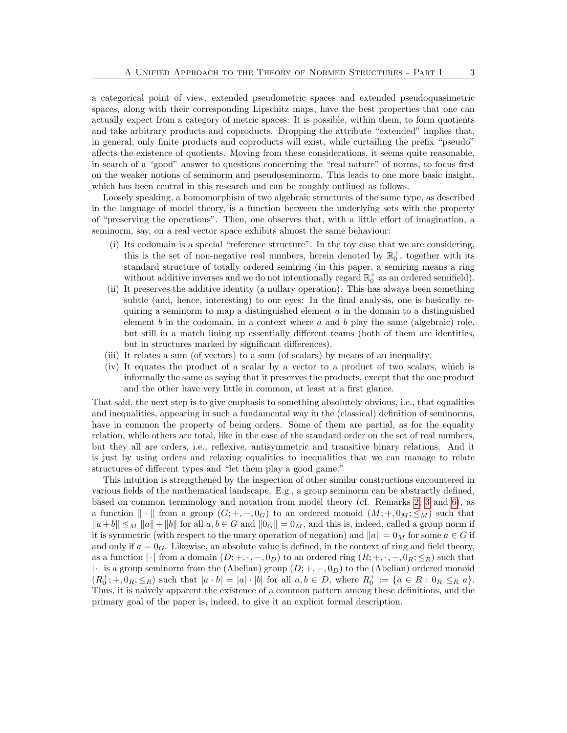a categorical point of view, extended pseudometric spaces and extended pseudoquasimetric spaces, along with their corresponding Lipschitz maps, have the best properties that one can actually expect from a category of metric spaces: It is possible, within them, to form quotients and take arbitrary products and coproducts. Dropping the attribute "extended" implies that, in general, only finite products and coproducts will exist, while curtailing the prefix "pseudo" affects the existence of quotients. Moving from these considerations, it seems quite reasonable, in search of a "good" answer to questions concerning the "real nature" of norms, to focus first on the weaker notions of seminorm and pseudoseminorm. This leads to one more basic insight, which has been central in this research and can be roughly outlined as follows.

Loosely speaking, a homomorphism of two algebraic structures of the same type, as described in the language of model theory, is a function between the underlying sets with the property of "preserving the operations". Then, one observes that, with a little effort of imagination, a seminorm, say, on a real vector space exhibits almost the same behaviour:

- (i) Its codomain is a special "reference structure". In the toy case that we are considering, this is the set of non-negative real numbers, herein denoted by $\mathbb{R}_0^+$, together with its standard structure of totally ordered semiring (in this paper, a semiring means a ring without additive inverses and we do not intentionally regard $\mathbb{R}_0^+$ as an ordered semifield).
- (ii) It preserves the additive identity (a nullary operation). This has always been something subtle (and, hence, interesting) to our eyes: In the final analysis, one is basically requiring a seminorm to map a distinguished element $a$ in the domain to a distinguished element $b$ in the codomain, in a context where $a$ and $b$ play the same (algebraic) role, but still in a match lining up essentially different teams (both of them are identities, but in structures marked by significant differences).
- (iii) It relates a sum (of vectors) to a sum (of scalars) by means of an inequality.
- (iv) It equates the product of a scalar by a vector to a product of two scalars, which is informally the same as saying that it preserves the products, except that the one product and the other have very little in common, at least at a first glance.

That said, the next step is to give emphasis to something absolutely obvious, i.e., that equalities and inequalities, appearing in such a fundamental way in the (classical) definition of seminorms, have in common the property of being orders. Some of them are partial, as for the equality relation, while others are total, like in the case of the standard order on the set of real numbers, but they all are orders, i.e., reflexive, antisymmetric and transitive binary relations. And it is just by using orders and relaxing equalities to inequalities that we can manage to relate structures of different types and "let them play a good game."

This intuition is strengthened by the inspection of other similar constructions encountered in various fields of the mathematical landscape. E.g., a group seminorm can be abstractly defined, based on common terminology and notation from model theory (cf. Remarks 2, 3 and 6), as a function $\|\cdot\|$ from a group $(G; +, -, 0_G)$ to an ordered monoid $(M; +, 0_M; \le_M)$ such that $\|a+b\| \le_M \|a\| + \|b\|$ for all $a, b \in G$ and $\|0_G\| = 0_M$, and this is, indeed, called a group norm if it is symmetric (with respect to the unary operation of negation) and $\|a\| = 0_M$ for some $a \in G$ if and only if $a = 0_G$. Likewise, an absolute value is defined, in the context of ring and field theory, as a function $|\cdot|$ from a domain $(D; +, \cdot, -, 0_D)$ to an ordered ring $(R; +, \cdot, -, 0_R; \le_R)$ such that $|\cdot|$ is a group seminorm from the (Abelian) group $(D; +, -, 0_D)$ to the (Abelian) ordered monoid $(R_0^+; +, 0_R; \le_R)$ such that $|a \cdot b| = |a| \cdot |b|$ for all $a, b \in D$, where $R_0^+ := \{a \in R : 0_R \le_R a\}$. Thus, it is naively apparent the existence of a common pattern among these definitions, and the primary goal of the paper is, indeed, to give it an explicit formal description.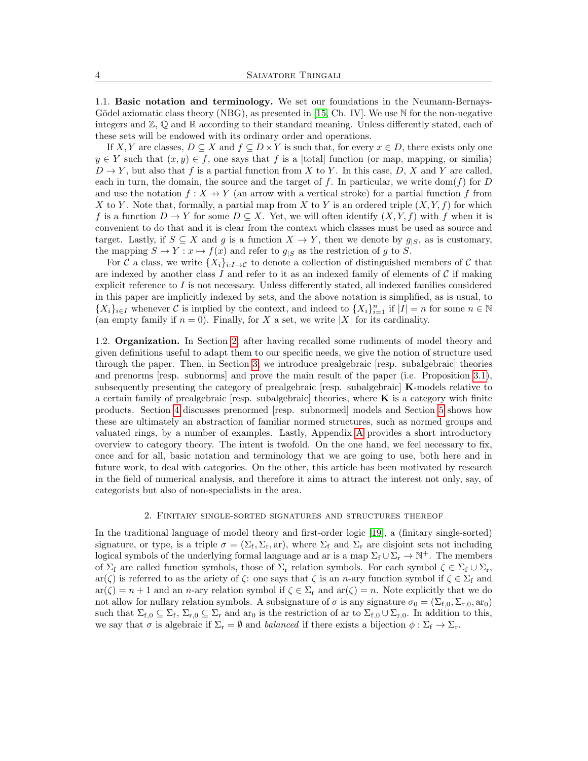1.1. **Basic notation and terminology.** We set our foundations in the Neumann-Bernays-Gödel axiomatic class theory (NBG), as presented in [15, Ch. IV]. We use $\mathbb{N}$ for the non-negative integers and $\mathbb{Z}$, $\mathbb{Q}$ and $\mathbb{R}$ according to their standard meaning. Unless differently stated, each of these sets will be endowed with its ordinary order and operations.

If $X, Y$ are classes, $D \subseteq X$ and $f \subseteq D \times Y$ is such that, for every $x \in D$, there exists only one $y \in Y$ such that $(x, y) \in f$, one says that $f$ is a [total] function (or map, mapping, or similia) $D \to Y$, but also that $f$ is a partial function from $X$ to $Y$. In this case, $D$, $X$ and $Y$ are called, each in turn, the domain, the source and the target of $f$. In particular, we write $\mathrm{dom}(f)$ for $D$ and use the notation $f : X \nrightarrow Y$ (an arrow with a vertical stroke) for a partial function $f$ from $X$ to $Y$. Note that, formally, a partial map from $X$ to $Y$ is an ordered triple $(X, Y, f)$ for which $f$ is a function $D \to Y$ for some $D \subseteq X$. Yet, we will often identify $(X, Y, f)$ with $f$ when it is convenient to do that and it is clear from the context which classes must be used as source and target. Lastly, if $S \subseteq X$ and $g$ is a function $X \to Y$, then we denote by $g_{|S}$, as is customary, the mapping $S \to Y : x \mapsto f(x)$ and refer to $g_{|S}$ as the restriction of $g$ to $S$.

For $\mathcal{C}$ a class, we write $\{X_i\}_{i:I\to\mathcal{C}}$ to denote a collection of distinguished members of $\mathcal{C}$ that are indexed by another class $I$ and refer to it as an indexed family of elements of $\mathcal{C}$ if making explicit reference to $I$ is not necessary. Unless differently stated, all indexed families considered in this paper are implicitly indexed by sets, and the above notation is simplified, as is usual, to $\{X_i\}_{i\in I}$ whenever $\mathcal{C}$ is implied by the context, and indeed to $\{X_i\}_{i=1}^n$ if $|I| = n$ for some $n \in \mathbb{N}$ (an empty family if $n = 0$). Finally, for $X$ a set, we write $|X|$ for its cardinality.

1.2. **Organization.** In Section 2, after having recalled some rudiments of model theory and given definitions useful to adapt them to our specific needs, we give the notion of structure used through the paper. Then, in Section 3, we introduce prealgebraic [resp. subalgebraic] theories and prenorms [resp. subnorms] and prove the main result of the paper (i.e. Proposition 3.1), subsequently presenting the category of prealgebraic [resp. subalgebraic] $\mathbf{K}$-models relative to a certain family of prealgebraic [resp. subalgebraic] theories, where $\mathbf{K}$ is a category with finite products. Section 4 discusses prenormed [resp. subnormed] models and Section 5 shows how these are ultimately an abstraction of familiar normed structures, such as normed groups and valuated rings, by a number of examples. Lastly, Appendix A provides a short introductory overview to category theory. The intent is twofold. On the one hand, we feel necessary to fix, once and for all, basic notation and terminology that we are going to use, both here and in future work, to deal with categories. On the other, this article has been motivated by research in the field of numerical analysis, and therefore it aims to attract the interest not only, say, of categorists but also of non-specialists in the area.

## 2. Finitary single-sorted signatures and structures thereof

In the traditional language of model theory and first-order logic [19], a (finitary single-sorted) signature, or type, is a triple $\sigma = (\Sigma_\mathrm{f}, \Sigma_\mathrm{r}, \mathrm{ar})$, where $\Sigma_\mathrm{f}$ and $\Sigma_\mathrm{r}$ are disjoint sets not including logical symbols of the underlying formal language and ar is a map $\Sigma_\mathrm{f} \cup \Sigma_\mathrm{r} \to \mathbb{N}^+$. The members of $\Sigma_\mathrm{f}$ are called function symbols, those of $\Sigma_\mathrm{r}$ relation symbols. For each symbol $\zeta \in \Sigma_\mathrm{f} \cup \Sigma_\mathrm{r}$, $\mathrm{ar}(\zeta)$ is referred to as the ariety of $\zeta$: one says that $\zeta$ is an $n$-ary function symbol if $\zeta \in \Sigma_\mathrm{f}$ and $\mathrm{ar}(\zeta) = n + 1$ and an $n$-ary relation symbol if $\zeta \in \Sigma_\mathrm{r}$ and $\mathrm{ar}(\zeta) = n$. Note explicitly that we do not allow for nullary relation symbols. A subsignature of $\sigma$ is any signature $\sigma_0 = (\Sigma_{\mathrm{f},0}, \Sigma_{\mathrm{r},0}, \mathrm{ar}_0)$ such that $\Sigma_{\mathrm{f},0} \subseteq \Sigma_\mathrm{f}$, $\Sigma_{\mathrm{r},0} \subseteq \Sigma_\mathrm{r}$ and $\mathrm{ar}_0$ is the restriction of ar to $\Sigma_{\mathrm{f},0} \cup \Sigma_{\mathrm{r},0}$. In addition to this, we say that $\sigma$ is algebraic if $\Sigma_\mathrm{r} = \emptyset$ and *balanced* if there exists a bijection $\phi : \Sigma_\mathrm{f} \to \Sigma_\mathrm{r}$.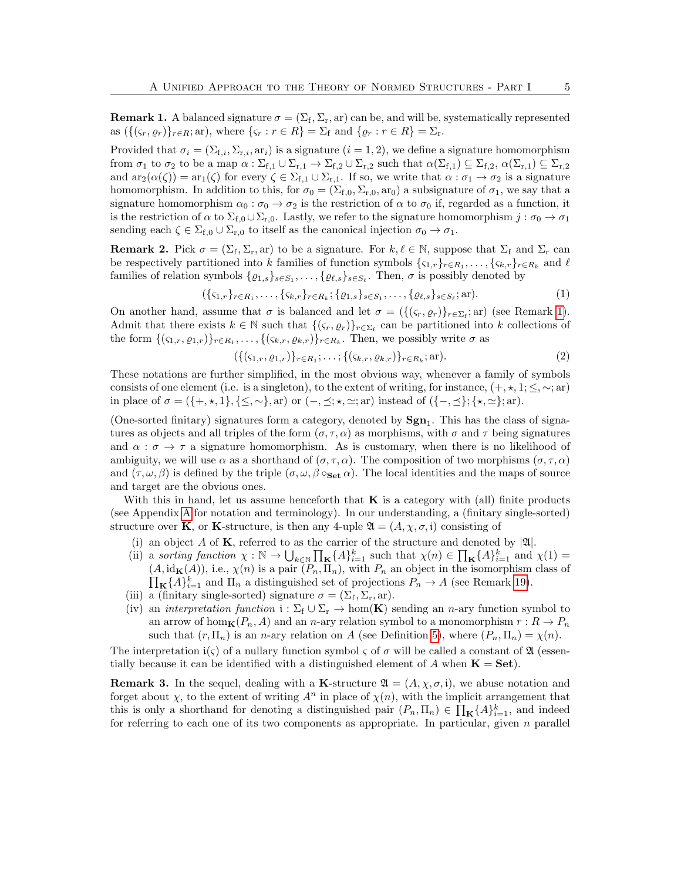**Remark 1.** A balanced signature $\sigma = (\Sigma_\mathrm{f}, \Sigma_\mathrm{r}, \mathrm{ar})$ can be, and will be, systematically represented as $(\{(\varsigma_r, \varrho_r)\}_{r\in R}; \mathrm{ar})$, where $\{\varsigma_r : r \in R\} = \Sigma_\mathrm{f}$ and $\{\varrho_r : r \in R\} = \Sigma_\mathrm{r}$.

Provided that $\sigma_i = (\Sigma_{\mathrm{f},i}, \Sigma_{\mathrm{r},i}, \mathrm{ar}_i)$ is a signature $(i = 1, 2)$, we define a signature homomorphism from $\sigma_1$ to $\sigma_2$ to be a map $\alpha : \Sigma_{\mathrm{f},1} \cup \Sigma_{\mathrm{r},1} \to \Sigma_{\mathrm{f},2} \cup \Sigma_{\mathrm{r},2}$ such that $\alpha(\Sigma_{\mathrm{f},1}) \subseteq \Sigma_{\mathrm{f},2}$, $\alpha(\Sigma_{\mathrm{r},1}) \subseteq \Sigma_{\mathrm{r},2}$ and $\mathrm{ar}_2(\alpha(\zeta)) = \mathrm{ar}_1(\zeta)$ for every $\zeta \in \Sigma_{\mathrm{f},1} \cup \Sigma_{\mathrm{r},1}$. If so, we write that $\alpha : \sigma_1 \to \sigma_2$ is a signature homomorphism. In addition to this, for $\sigma_0 = (\Sigma_{\mathrm{f},0}, \Sigma_{\mathrm{r},0}, \mathrm{ar}_0)$ a subsignature of $\sigma_1$, we say that a signature homomorphism $\alpha_0 : \sigma_0 \to \sigma_2$ is the restriction of $\alpha$ to $\sigma_0$ if, regarded as a function, it is the restriction of $\alpha$ to $\Sigma_{\mathrm{f},0} \cup \Sigma_{\mathrm{r},0}$. Lastly, we refer to the signature homomorphism $j : \sigma_0 \to \sigma_1$ sending each $\zeta \in \Sigma_{\mathrm{f},0} \cup \Sigma_{\mathrm{r},0}$ to itself as the canonical injection $\sigma_0 \to \sigma_1$.

**Remark 2.** Pick $\sigma = (\Sigma_\mathrm{f}, \Sigma_\mathrm{r}, \mathrm{ar})$ to be a signature. For $k, \ell \in \mathbb{N}$, suppose that $\Sigma_\mathrm{f}$ and $\Sigma_\mathrm{r}$ can be respectively partitioned into $k$ families of function symbols $\{\varsigma_{1,r}\}_{r\in R_1}, \ldots, \{\varsigma_{k,r}\}_{r\in R_k}$ and $\ell$ families of relation symbols $\{\varrho_{1,s}\}_{s\in S_1}, \ldots, \{\varrho_{\ell,s}\}_{s\in S_\ell}$. Then, $\sigma$ is possibly denoted by

$$(\{\varsigma_{1,r}\}_{r\in R_1}, \ldots, \{\varsigma_{k,r}\}_{r\in R_k}; \{\varrho_{1,s}\}_{s\in S_1}, \ldots, \{\varrho_{\ell,s}\}_{s\in S_\ell}; \mathrm{ar}). \tag{1}$$

On another hand, assume that $\sigma$ is balanced and let $\sigma = (\{(\varsigma_r, \varrho_r)\}_{r\in\Sigma_\mathrm{f}}; \mathrm{ar})$ (see Remark 1). Admit that there exists $k \in \mathbb{N}$ such that $\{(\varsigma_r, \varrho_r)\}_{r\in\Sigma_\mathrm{f}}$ can be partitioned into $k$ collections of the form $\{(\varsigma_{1,r}, \varrho_{1,r})\}_{r\in R_1}, \ldots, \{(\varsigma_{k,r}, \varrho_{k,r})\}_{r\in R_k}$. Then, we possibly write $\sigma$ as

$$(\{(\varsigma_{1,r}, \varrho_{1,r})\}_{r\in R_1}; \ldots; \{(\varsigma_{k,r}, \varrho_{k,r})\}_{r\in R_k}; \mathrm{ar}). \tag{2}$$

These notations are further simplified, in the most obvious way, whenever a family of symbols consists of one element (i.e. is a singleton), to the extent of writing, for instance, $(+, \star, 1; \le, \sim; \mathrm{ar})$ in place of $\sigma = (\{+, \star, 1\}, \{\le, \sim\}, \mathrm{ar})$ or $(-, \preceq; \star, \simeq; \mathrm{ar})$ instead of $(\{-, \preceq\}; \{\star, \simeq\}; \mathrm{ar})$.

(One-sorted finitary) signatures form a category, denoted by $\mathbf{Sgn}_1$. This has the class of signatures as objects and all triples of the form $(\sigma, \tau, \alpha)$ as morphisms, with $\sigma$ and $\tau$ being signatures and $\alpha : \sigma \to \tau$ a signature homomorphism. As is customary, when there is no likelihood of ambiguity, we will use $\alpha$ as a shorthand of $(\sigma, \tau, \alpha)$. The composition of two morphisms $(\sigma, \tau, \alpha)$ and $(\tau, \omega, \beta)$ is defined by the triple $(\sigma, \omega, \beta \circ_{\mathbf{Set}} \alpha)$. The local identities and the maps of source and target are the obvious ones.

With this in hand, let us assume henceforth that $\mathbf{K}$ is a category with (all) finite products (see Appendix A for notation and terminology). In our understanding, a (finitary single-sorted) structure over $\mathbf{K}$, or $\mathbf{K}$-structure, is then any 4-uple $\mathfrak{A} = (A, \chi, \sigma, \mathfrak{i})$ consisting of

- (i) an object $A$ of $\mathbf{K}$, referred to as the carrier of the structure and denoted by $|\mathfrak{A}|$.
- (ii) a *sorting function* $\chi : \mathbb{N} \to \bigcup_{k\in\mathbb{N}} \prod_\mathbf{K} \{A\}_{i=1}^k$ such that $\chi(n) \in \prod_\mathbf{K} \{A\}_{i=1}^k$ and $\chi(1) = (A, \mathrm{id}_\mathbf{K}(A))$, i.e., $\chi(n)$ is a pair $(P_n, \Pi_n)$, with $P_n$ an object in the isomorphism class of $\prod_\mathbf{K} \{A\}_{i=1}^k$ and $\Pi_n$ a distinguished set of projections $P_n \to A$ (see Remark 19).
- (iii) a (finitary single-sorted) signature $\sigma = (\Sigma_\mathrm{f}, \Sigma_\mathrm{r}, \mathrm{ar})$.
- (iv) an *interpretation function* $\mathfrak{i} : \Sigma_\mathrm{f} \cup \Sigma_\mathrm{r} \to \hom(\mathbf{K})$ sending an $n$-ary function symbol to an arrow of $\hom_\mathbf{K}(P_n, A)$ and an $n$-ary relation symbol to a monomorphism $r : R \to P_n$ such that $(r, \Pi_n)$ is an $n$-ary relation on $A$ (see Definition 5), where $(P_n, \Pi_n) = \chi(n)$.

The interpretation $\mathfrak{i}(\varsigma)$ of a nullary function symbol $\varsigma$ of $\sigma$ will be called a constant of $\mathfrak{A}$ (essentially because it can be identified with a distinguished element of $A$ when $\mathbf{K} = \mathbf{Set}$).

**Remark 3.** In the sequel, dealing with a $\mathbf{K}$-structure $\mathfrak{A} = (A, \chi, \sigma, \mathfrak{i})$, we abuse notation and forget about $\chi$, to the extent of writing $A^n$ in place of $\chi(n)$, with the implicit arrangement that this is only a shorthand for denoting a distinguished pair $(P_n, \Pi_n) \in \prod_\mathbf{K} \{A\}_{i=1}^k$, and indeed for referring to each one of its two components as appropriate. In particular, given $n$ parallel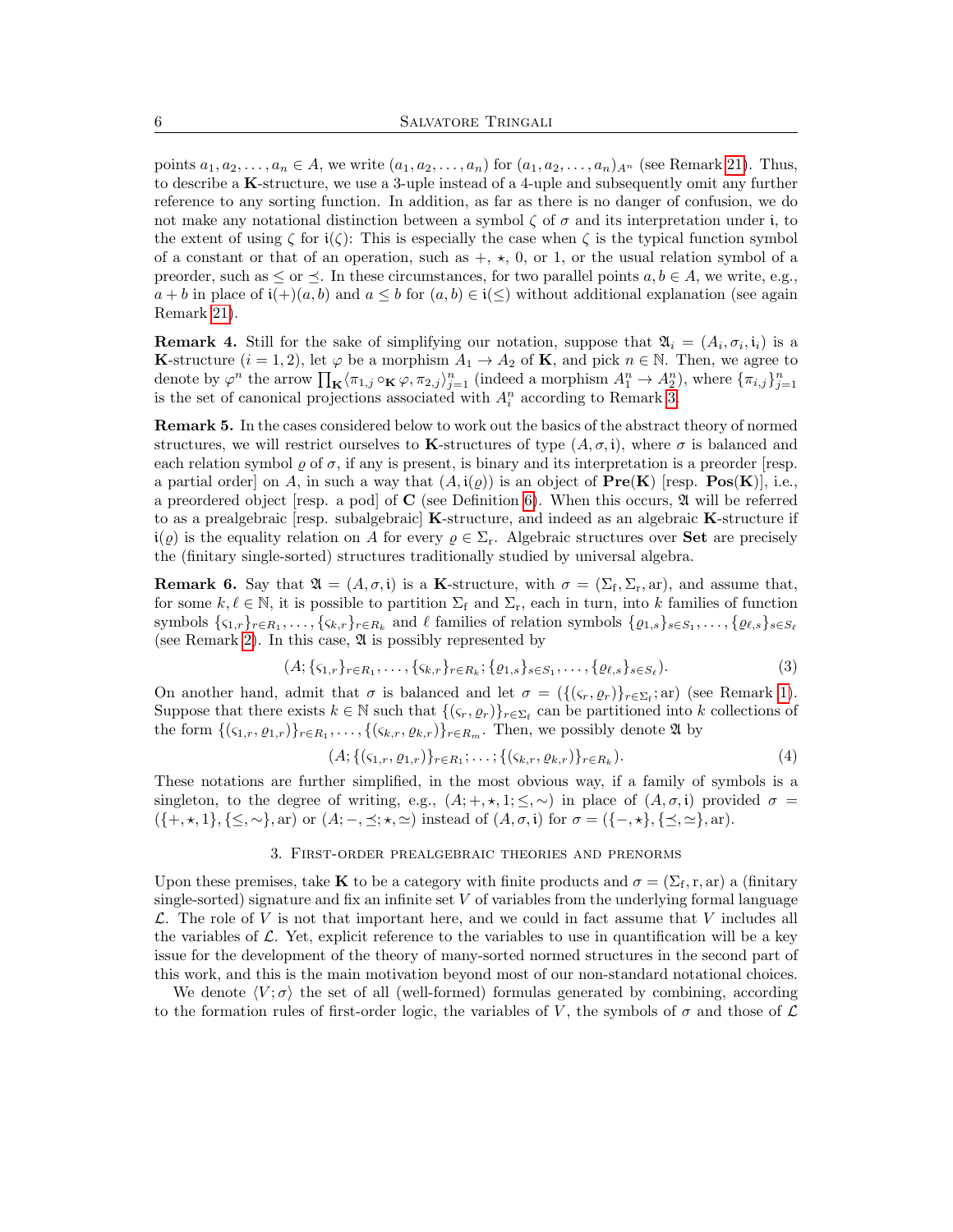points $a_1, a_2, \ldots, a_n \in A$, we write $(a_1, a_2, \ldots, a_n)$ for $(a_1, a_2, \ldots, a_n)_{A^n}$ (see Remark 21). Thus, to describe a $\mathbf{K}$-structure, we use a 3-uple instead of a 4-uple and subsequently omit any further reference to any sorting function. In addition, as far as there is no danger of confusion, we do not make any notational distinction between a symbol $\zeta$ of $\sigma$ and its interpretation under $\mathfrak{i}$, to the extent of using $\zeta$ for $\mathfrak{i}(\zeta)$: This is especially the case when $\zeta$ is the typical function symbol of a constant or that of an operation, such as $+$, $\star$, $0$, or $1$, or the usual relation symbol of a preorder, such as $\le$ or $\preceq$. In these circumstances, for two parallel points $a, b \in A$, we write, e.g., $a + b$ in place of $\mathfrak{i}(+)(a, b)$ and $a \le b$ for $(a, b) \in \mathfrak{i}(\le)$ without additional explanation (see again Remark 21).

**Remark 4.** Still for the sake of simplifying our notation, suppose that $\mathfrak{A}_i = (A_i, \sigma_i, \mathfrak{i}_i)$ is a $\mathbf{K}$-structure ($i = 1, 2$), let $\varphi$ be a morphism $A_1 \to A_2$ of $\mathbf{K}$, and pick $n \in \mathbb{N}$. Then, we agree to denote by $\varphi^n$ the arrow $\prod_{\mathbf{K}} \langle \pi_{1,j} \circ_{\mathbf{K}} \varphi, \pi_{2,j} \rangle_{j=1}^n$ (indeed a morphism $A_1^n \to A_2^n$), where $\{\pi_{i,j}\}_{j=1}^n$ is the set of canonical projections associated with $A_i^n$ according to Remark 3.

**Remark 5.** In the cases considered below to work out the basics of the abstract theory of normed structures, we will restrict ourselves to $\mathbf{K}$-structures of type $(A, \sigma, \mathfrak{i})$, where $\sigma$ is balanced and each relation symbol $\varrho$ of $\sigma$, if any is present, is binary and its interpretation is a preorder [resp. a partial order] on $A$, in such a way that $(A, \mathfrak{i}(\varrho))$ is an object of $\mathbf{Pre}(\mathbf{K})$ [resp. $\mathbf{Pos}(\mathbf{K})$], i.e., a preordered object [resp. a pod] of $\mathbf{C}$ (see Definition 6). When this occurs, $\mathfrak{A}$ will be referred to as a prealgebraic [resp. subalgebraic] $\mathbf{K}$-structure, and indeed as an algebraic $\mathbf{K}$-structure if $\mathfrak{i}(\varrho)$ is the equality relation on $A$ for every $\varrho \in \Sigma_{\rm r}$. Algebraic structures over $\mathbf{Set}$ are precisely the (finitary single-sorted) structures traditionally studied by universal algebra.

**Remark 6.** Say that $\mathfrak{A} = (A, \sigma, \mathfrak{i})$ is a $\mathbf{K}$-structure, with $\sigma = (\Sigma_{\rm f}, \Sigma_{\rm r}, {\rm ar})$, and assume that, for some $k, \ell \in \mathbb{N}$, it is possible to partition $\Sigma_{\rm f}$ and $\Sigma_{\rm r}$, each in turn, into $k$ families of function symbols $\{\varsigma_{1,r}\}_{r \in R_1}, \ldots, \{\varsigma_{k,r}\}_{r \in R_k}$ and $\ell$ families of relation symbols $\{\varrho_{1,s}\}_{s \in S_1}, \ldots, \{\varrho_{\ell,s}\}_{s \in S_\ell}$ (see Remark 2). In this case, $\mathfrak{A}$ is possibly represented by

$$(A; \{\varsigma_{1,r}\}_{r \in R_1}, \ldots, \{\varsigma_{k,r}\}_{r \in R_k}; \{\varrho_{1,s}\}_{s \in S_1}, \ldots, \{\varrho_{\ell,s}\}_{s \in S_\ell}). \tag{3}$$

On another hand, admit that $\sigma$ is balanced and let $\sigma = (\{(\varsigma_r, \varrho_r)\}_{r \in \Sigma_{\rm f}}; {\rm ar})$ (see Remark 1). Suppose that there exists $k \in \mathbb{N}$ such that $\{(\varsigma_r, \varrho_r)\}_{r \in \Sigma_{\rm f}}$ can be partitioned into $k$ collections of the form $\{(\varsigma_{1,r}, \varrho_{1,r})\}_{r \in R_1}, \ldots, \{(\varsigma_{k,r}, \varrho_{k,r})\}_{r \in R_m}$. Then, we possibly denote $\mathfrak{A}$ by

$$(A; \{(\varsigma_{1,r}, \varrho_{1,r})\}_{r \in R_1}; \ldots; \{(\varsigma_{k,r}, \varrho_{k,r})\}_{r \in R_k}). \tag{4}$$

These notations are further simplified, in the most obvious way, if a family of symbols is a singleton, to the degree of writing, e.g., $(A; +, \star, 1; \le, \sim)$ in place of $(A, \sigma, \mathfrak{i})$ provided $\sigma = (\{+, \star, 1\}, \{\le, \sim\}, {\rm ar})$ or $(A; -, \preceq; \star, \simeq)$ instead of $(A, \sigma, \mathfrak{i})$ for $\sigma = (\{-, \star\}, \{\preceq, \simeq\}, {\rm ar})$.

## 3. First-order prealgebraic theories and prenorms

Upon these premises, take $\mathbf{K}$ to be a category with finite products and $\sigma = (\Sigma_{\rm f}, {\rm r}, {\rm ar})$ a (finitary single-sorted) signature and fix an infinite set $V$ of variables from the underlying formal language $\mathcal{L}$. The role of $V$ is not that important here, and we could in fact assume that $V$ includes all the variables of $\mathcal{L}$. Yet, explicit reference to the variables to use in quantification will be a key issue for the development of the theory of many-sorted normed structures in the second part of this work, and this is the main motivation beyond most of our non-standard notational choices.

We denote $\langle V; \sigma \rangle$ the set of all (well-formed) formulas generated by combining, according to the formation rules of first-order logic, the variables of $V$, the symbols of $\sigma$ and those of $\mathcal{L}$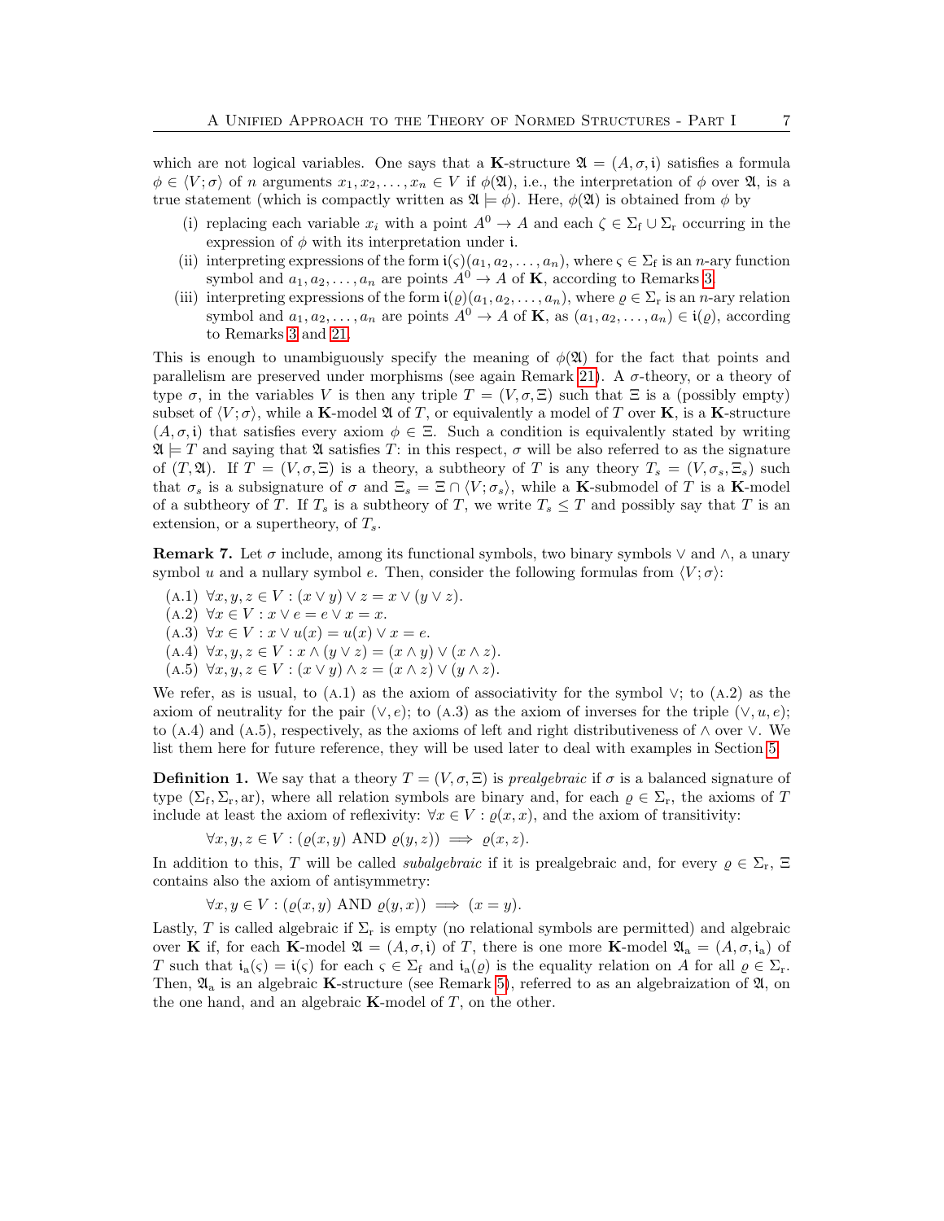which are not logical variables. One says that a $\mathbf{K}$-structure $\mathfrak{A} = (A, \sigma, \mathfrak{i})$ satisfies a formula $\phi \in \langle V;\sigma\rangle$ of $n$ arguments $x_1, x_2, \ldots, x_n \in V$ if $\phi(\mathfrak{A})$, i.e., the interpretation of $\phi$ over $\mathfrak{A}$, is a true statement (which is compactly written as $\mathfrak{A} \models \phi$). Here, $\phi(\mathfrak{A})$ is obtained from $\phi$ by

(i) replacing each variable $x_i$ with a point $A^0 \to A$ and each $\zeta \in \Sigma_\mathrm{f} \cup \Sigma_\mathrm{r}$ occurring in the expression of $\phi$ with its interpretation under $\mathfrak{i}$.

(ii) interpreting expressions of the form $\mathfrak{i}(\varsigma)(a_1, a_2, \ldots, a_n)$, where $\varsigma \in \Sigma_\mathrm{f}$ is an $n$-ary function symbol and $a_1, a_2, \ldots, a_n$ are points $A^0 \to A$ of $\mathbf{K}$, according to Remarks 3.

(iii) interpreting expressions of the form $\mathfrak{i}(\varrho)(a_1, a_2, \ldots, a_n)$, where $\varrho \in \Sigma_\mathrm{r}$ is an $n$-ary relation symbol and $a_1, a_2, \ldots, a_n$ are points $A^0 \to A$ of $\mathbf{K}$, as $(a_1, a_2, \ldots, a_n) \in \mathfrak{i}(\varrho)$, according to Remarks 3 and 21.

This is enough to unambiguously specify the meaning of $\phi(\mathfrak{A})$ for the fact that points and parallelism are preserved under morphisms (see again Remark 21). A $\sigma$-theory, or a theory of type $\sigma$, in the variables $V$ is then any triple $T = (V, \sigma, \Xi)$ such that $\Xi$ is a (possibly empty) subset of $\langle V;\sigma\rangle$, while a $\mathbf{K}$-model $\mathfrak{A}$ of $T$, or equivalently a model of $T$ over $\mathbf{K}$, is a $\mathbf{K}$-structure $(A, \sigma, \mathfrak{i})$ that satisfies every axiom $\phi \in \Xi$. Such a condition is equivalently stated by writing $\mathfrak{A} \models T$ and saying that $\mathfrak{A}$ satisfies $T$: in this respect, $\sigma$ will be also referred to as the signature of $(T, \mathfrak{A})$. If $T = (V, \sigma, \Xi)$ is a theory, a subtheory of $T$ is any theory $T_s = (V, \sigma_s, \Xi_s)$ such that $\sigma_s$ is a subsignature of $\sigma$ and $\Xi_s = \Xi \cap \langle V;\sigma_s\rangle$, while a $\mathbf{K}$-submodel of $T$ is a $\mathbf{K}$-model of a subtheory of $T$. If $T_s$ is a subtheory of $T$, we write $T_s \leq T$ and possibly say that $T$ is an extension, or a supertheory, of $T_s$.

**Remark 7.** Let $\sigma$ include, among its functional symbols, two binary symbols $\vee$ and $\wedge$, a unary symbol $u$ and a nullary symbol $e$. Then, consider the following formulas from $\langle V;\sigma\rangle$:

(A.1) $\forall x, y, z \in V : (x \vee y) \vee z = x \vee (y \vee z)$.
(A.2) $\forall x \in V : x \vee e = e \vee x = x$.
(A.3) $\forall x \in V : x \vee u(x) = u(x) \vee x = e$.
(A.4) $\forall x, y, z \in V : x \wedge (y \vee z) = (x \wedge y) \vee (x \wedge z)$.
(A.5) $\forall x, y, z \in V : (x \vee y) \wedge z = (x \wedge z) \vee (y \wedge z)$.

We refer, as is usual, to (A.1) as the axiom of associativity for the symbol $\vee$; to (A.2) as the axiom of neutrality for the pair $(\vee, e)$; to (A.3) as the axiom of inverses for the triple $(\vee, u, e)$; to (A.4) and (A.5), respectively, as the axioms of left and right distributiveness of $\wedge$ over $\vee$. We list them here for future reference, they will be used later to deal with examples in Section 5.

**Definition 1.** We say that a theory $T = (V, \sigma, \Xi)$ is *prealgebraic* if $\sigma$ is a balanced signature of type $(\Sigma_\mathrm{f}, \Sigma_\mathrm{r}, \mathrm{ar})$, where all relation symbols are binary and, for each $\varrho \in \Sigma_\mathrm{r}$, the axioms of $T$ include at least the axiom of reflexivity: $\forall x \in V : \varrho(x, x)$, and the axiom of transitivity:

$$\forall x, y, z \in V : (\varrho(x, y) \text{ AND } \varrho(y, z)) \implies \varrho(x, z).$$

In addition to this, $T$ will be called *subalgebraic* if it is prealgebraic and, for every $\varrho \in \Sigma_\mathrm{r}$, $\Xi$ contains also the axiom of antisymmetry:

$$\forall x, y \in V : (\varrho(x, y) \text{ AND } \varrho(y, x)) \implies (x = y).$$

Lastly, $T$ is called algebraic if $\Sigma_\mathrm{r}$ is empty (no relational symbols are permitted) and algebraic over $\mathbf{K}$ if, for each $\mathbf{K}$-model $\mathfrak{A} = (A, \sigma, \mathfrak{i})$ of $T$, there is one more $\mathbf{K}$-model $\mathfrak{A}_\mathrm{a} = (A, \sigma, \mathfrak{i}_\mathrm{a})$ of $T$ such that $\mathfrak{i}_\mathrm{a}(\varsigma) = \mathfrak{i}(\varsigma)$ for each $\varsigma \in \Sigma_\mathrm{f}$ and $\mathfrak{i}_\mathrm{a}(\varrho)$ is the equality relation on $A$ for all $\varrho \in \Sigma_\mathrm{r}$. Then, $\mathfrak{A}_\mathrm{a}$ is an algebraic $\mathbf{K}$-structure (see Remark 5), referred to as an algebraization of $\mathfrak{A}$, on the one hand, and an algebraic $\mathbf{K}$-model of $T$, on the other.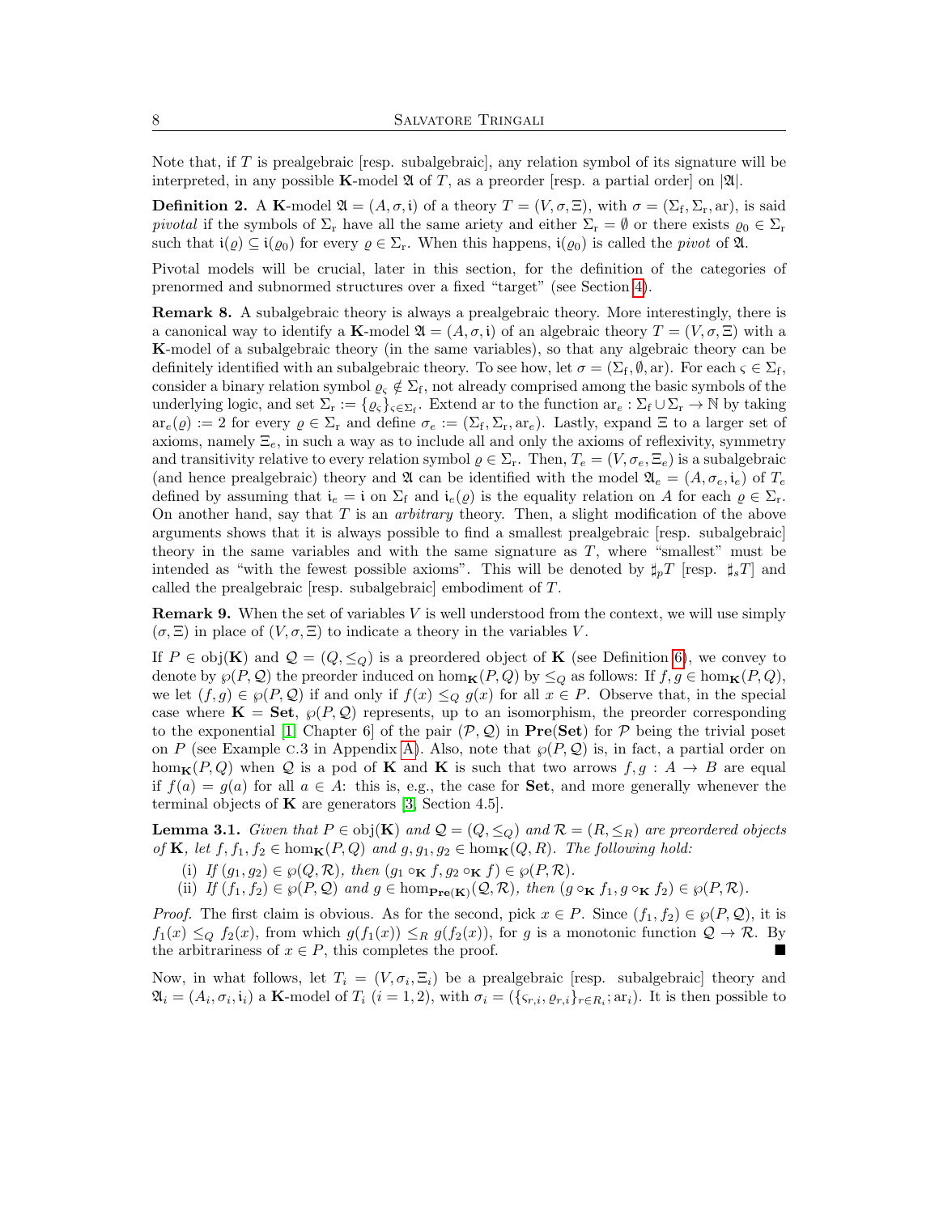Note that, if $T$ is prealgebraic [resp. subalgebraic], any relation symbol of its signature will be interpreted, in any possible $\mathbf{K}$-model $\mathfrak{A}$ of $T$, as a preorder [resp. a partial order] on $|\mathfrak{A}|$.

**Definition 2.** A $\mathbf{K}$-model $\mathfrak{A} = (A, \sigma, \mathfrak{i})$ of a theory $T = (V, \sigma, \Xi)$, with $\sigma = (\Sigma_{\rm f}, \Sigma_{\rm r}, {\rm ar})$, is said *pivotal* if the symbols of $\Sigma_{\rm r}$ have all the same ariety and either $\Sigma_{\rm r} = \emptyset$ or there exists $\varrho_0 \in \Sigma_{\rm r}$ such that $\mathfrak{i}(\varrho) \subseteq \mathfrak{i}(\varrho_0)$ for every $\varrho \in \Sigma_{\rm r}$. When this happens, $\mathfrak{i}(\varrho_0)$ is called the *pivot* of $\mathfrak{A}$.

Pivotal models will be crucial, later in this section, for the definition of the categories of prenormed and subnormed structures over a fixed "target" (see Section 4).

**Remark 8.** A subalgebraic theory is always a prealgebraic theory. More interestingly, there is a canonical way to identify a $\mathbf{K}$-model $\mathfrak{A} = (A, \sigma, \mathfrak{i})$ of an algebraic theory $T = (V, \sigma, \Xi)$ with a $\mathbf{K}$-model of a subalgebraic theory (in the same variables), so that any algebraic theory can be definitely identified with an subalgebraic theory. To see how, let $\sigma = (\Sigma_{\rm f}, \emptyset, {\rm ar})$. For each $\varsigma \in \Sigma_{\rm f}$, consider a binary relation symbol $\varrho_\varsigma \notin \Sigma_{\rm f}$, not already comprised among the basic symbols of the underlying logic, and set $\Sigma_{\rm r} := \{\varrho_\varsigma\}_{\varsigma \in \Sigma_{\rm f}}$. Extend ar to the function ${\rm ar}_e : \Sigma_{\rm f} \cup \Sigma_{\rm r} \to \mathbb{N}$ by taking ${\rm ar}_e(\varrho) := 2$ for every $\varrho \in \Sigma_{\rm r}$ and define $\sigma_e := (\Sigma_{\rm f}, \Sigma_{\rm r}, {\rm ar}_e)$. Lastly, expand $\Xi$ to a larger set of axioms, namely $\Xi_e$, in such a way as to include all and only the axioms of reflexivity, symmetry and transitivity relative to every relation symbol $\varrho \in \Sigma_{\rm r}$. Then, $T_e = (V, \sigma_e, \Xi_e)$ is a subalgebraic (and hence prealgebraic) theory and $\mathfrak{A}$ can be identified with the model $\mathfrak{A}_e = (A, \sigma_e, \mathfrak{i}_e)$ of $T_e$ defined by assuming that $\mathfrak{i}_e = \mathfrak{i}$ on $\Sigma_{\rm f}$ and $\mathfrak{i}_e(\varrho)$ is the equality relation on $A$ for each $\varrho \in \Sigma_{\rm r}$. On another hand, say that $T$ is an *arbitrary* theory. Then, a slight modification of the above arguments shows that it is always possible to find a smallest prealgebraic [resp. subalgebraic] theory in the same variables and with the same signature as $T$, where "smallest" must be intended as "with the fewest possible axioms". This will be denoted by $\sharp_p T$ [resp. $\sharp_s T$] and called the prealgebraic [resp. subalgebraic] embodiment of $T$.

**Remark 9.** When the set of variables $V$ is well understood from the context, we will use simply $(\sigma, \Xi)$ in place of $(V, \sigma, \Xi)$ to indicate a theory in the variables $V$.

If $P \in {\rm obj}(\mathbf{K})$ and $\mathcal{Q} = (Q, \le_Q)$ is a preordered object of $\mathbf{K}$ (see Definition 6), we convey to denote by $\wp(P, \mathcal{Q})$ the preorder induced on ${\rm hom}_{\mathbf{K}}(P, Q)$ by $\le_Q$ as follows: If $f, g \in {\rm hom}_{\mathbf{K}}(P, Q)$, we let $(f, g) \in \wp(P, \mathcal{Q})$ if and only if $f(x) \le_Q g(x)$ for all $x \in P$. Observe that, in the special case where $\mathbf{K} = \mathbf{Set}$, $\wp(P, \mathcal{Q})$ represents, up to an isomorphism, the preorder corresponding to the exponential [1, Chapter 6] of the pair $(\mathcal{P}, \mathcal{Q})$ in $\mathbf{Pre}(\mathbf{Set})$ for $\mathcal{P}$ being the trivial poset on $P$ (see Example C.3 in Appendix A). Also, note that $\wp(P, \mathcal{Q})$ is, in fact, a partial order on ${\rm hom}_{\mathbf{K}}(P, Q)$ when $\mathcal{Q}$ is a pod of $\mathbf{K}$ and $\mathbf{K}$ is such that two arrows $f, g : A \to B$ are equal if $f(a) = g(a)$ for all $a \in A$: this is, e.g., the case for $\mathbf{Set}$, and more generally whenever the terminal objects of $\mathbf{K}$ are generators [3, Section 4.5].

**Lemma 3.1.** *Given that $P \in {\rm obj}(\mathbf{K})$ and $\mathcal{Q} = (Q, \le_Q)$ and $\mathcal{R} = (R, \le_R)$ are preordered objects of $\mathbf{K}$, let $f, f_1, f_2 \in {\rm hom}_{\mathbf{K}}(P, Q)$ and $g, g_1, g_2 \in {\rm hom}_{\mathbf{K}}(Q, R)$. The following hold:*

- (i) *If $(g_1, g_2) \in \wp(Q, \mathcal{R})$, then $(g_1 \circ_{\mathbf{K}} f, g_2 \circ_{\mathbf{K}} f) \in \wp(P, \mathcal{R})$.*
- (ii) *If $(f_1, f_2) \in \wp(P, \mathcal{Q})$ and $g \in {\rm hom}_{\mathbf{Pre}(\mathbf{K})}(\mathcal{Q}, \mathcal{R})$, then $(g \circ_{\mathbf{K}} f_1, g \circ_{\mathbf{K}} f_2) \in \wp(P, \mathcal{R})$.*

*Proof.* The first claim is obvious. As for the second, pick $x \in P$. Since $(f_1, f_2) \in \wp(P, \mathcal{Q})$, it is $f_1(x) \le_Q f_2(x)$, from which $g(f_1(x)) \le_R g(f_2(x))$, for $g$ is a monotonic function $\mathcal{Q} \to \mathcal{R}$. By the arbitrariness of $x \in P$, this completes the proof. ∎

Now, in what follows, let $T_i = (V, \sigma_i, \Xi_i)$ be a prealgebraic [resp. subalgebraic] theory and $\mathfrak{A}_i = (A_i, \sigma_i, \mathfrak{i}_i)$ a $\mathbf{K}$-model of $T_i$ ($i = 1, 2$), with $\sigma_i = (\{\varsigma_{r,i}, \varrho_{r,i}\}_{r \in R_i}; {\rm ar}_i)$. It is then possible to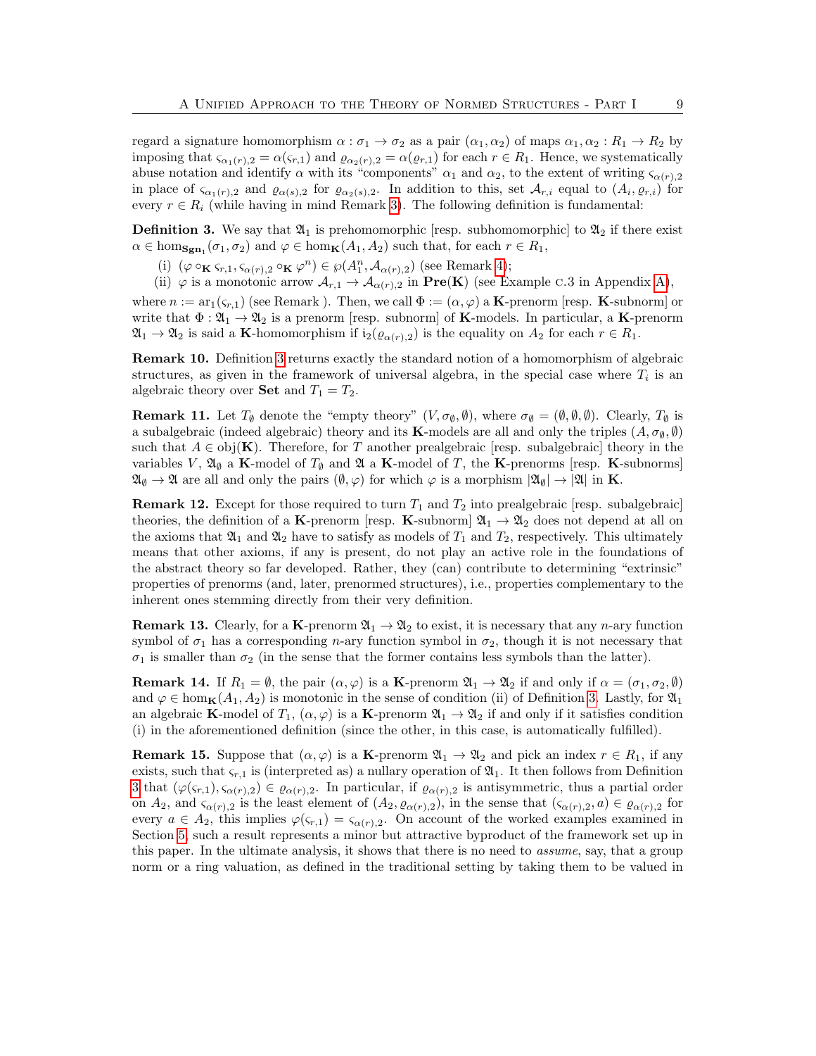regard a signature homomorphism $\alpha : \sigma_1 \to \sigma_2$ as a pair $(\alpha_1, \alpha_2)$ of maps $\alpha_1, \alpha_2 : R_1 \to R_2$ by imposing that $\varsigma_{\alpha_1(r),2} = \alpha(\varsigma_{r,1})$ and $\varrho_{\alpha_2(r),2} = \alpha(\varrho_{r,1})$ for each $r \in R_1$. Hence, we systematically abuse notation and identify $\alpha$ with its "components" $\alpha_1$ and $\alpha_2$, to the extent of writing $\varsigma_{\alpha(r),2}$ in place of $\varsigma_{\alpha_1(r),2}$ and $\varrho_{\alpha(s),2}$ for $\varrho_{\alpha_2(s),2}$. In addition to this, set $\mathcal{A}_{r,i}$ equal to $(A_i, \varrho_{r,i})$ for every $r \in R_i$ (while having in mind Remark 3). The following definition is fundamental:

**Definition 3.** We say that $\mathfrak{A}_1$ is prehomomorphic [resp. subhomomorphic] to $\mathfrak{A}_2$ if there exist $\alpha \in \hom_{\mathbf{Sgn}_1}(\sigma_1, \sigma_2)$ and $\varphi \in \hom_{\mathbf{K}}(A_1, A_2)$ such that, for each $r \in R_1$,

- (i) $(\varphi \circ_{\mathbf{K}} \varsigma_{r,1}, \varsigma_{\alpha(r),2} \circ_{\mathbf{K}} \varphi^n) \in \wp(A_1^n, \mathcal{A}_{\alpha(r),2})$ (see Remark 4);
- (ii) $\varphi$ is a monotonic arrow $\mathcal{A}_{r,1} \to \mathcal{A}_{\alpha(r),2}$ in $\mathbf{Pre}(\mathbf{K})$ (see Example C.3 in Appendix A),

where $n := \mathrm{ar}_1(\varsigma_{r,1})$ (see Remark ). Then, we call $\Phi := (\alpha, \varphi)$ a $\mathbf{K}$-prenorm [resp. $\mathbf{K}$-subnorm] or write that $\Phi : \mathfrak{A}_1 \to \mathfrak{A}_2$ is a prenorm [resp. subnorm] of $\mathbf{K}$-models. In particular, a $\mathbf{K}$-prenorm $\mathfrak{A}_1 \to \mathfrak{A}_2$ is said a $\mathbf{K}$-homomorphism if $\mathrm{i}_2(\varrho_{\alpha(r),2})$ is the equality on $A_2$ for each $r \in R_1$.

**Remark 10.** Definition 3 returns exactly the standard notion of a homomorphism of algebraic structures, as given in the framework of universal algebra, in the special case where $T_i$ is an algebraic theory over $\mathbf{Set}$ and $T_1 = T_2$.

**Remark 11.** Let $T_\emptyset$ denote the "empty theory" $(V, \sigma_\emptyset, \emptyset)$, where $\sigma_\emptyset = (\emptyset, \emptyset, \emptyset)$. Clearly, $T_\emptyset$ is a subalgebraic (indeed algebraic) theory and its $\mathbf{K}$-models are all and only the triples $(A, \sigma_\emptyset, \emptyset)$ such that $A \in \mathrm{obj}(\mathbf{K})$. Therefore, for $T$ another prealgebraic [resp. subalgebraic] theory in the variables $V$, $\mathfrak{A}_\emptyset$ a $\mathbf{K}$-model of $T_\emptyset$ and $\mathfrak{A}$ a $\mathbf{K}$-model of $T$, the $\mathbf{K}$-prenorms [resp. $\mathbf{K}$-subnorms] $\mathfrak{A}_\emptyset \to \mathfrak{A}$ are all and only the pairs $(\emptyset, \varphi)$ for which $\varphi$ is a morphism $|\mathfrak{A}_\emptyset| \to |\mathfrak{A}|$ in $\mathbf{K}$.

**Remark 12.** Except for those required to turn $T_1$ and $T_2$ into prealgebraic [resp. subalgebraic] theories, the definition of a $\mathbf{K}$-prenorm [resp. $\mathbf{K}$-subnorm] $\mathfrak{A}_1 \to \mathfrak{A}_2$ does not depend at all on the axioms that $\mathfrak{A}_1$ and $\mathfrak{A}_2$ have to satisfy as models of $T_1$ and $T_2$, respectively. This ultimately means that other axioms, if any is present, do not play an active role in the foundations of the abstract theory so far developed. Rather, they (can) contribute to determining "extrinsic" properties of prenorms (and, later, prenormed structures), i.e., properties complementary to the inherent ones stemming directly from their very definition.

**Remark 13.** Clearly, for a $\mathbf{K}$-prenorm $\mathfrak{A}_1 \to \mathfrak{A}_2$ to exist, it is necessary that any $n$-ary function symbol of $\sigma_1$ has a corresponding $n$-ary function symbol in $\sigma_2$, though it is not necessary that $\sigma_1$ is smaller than $\sigma_2$ (in the sense that the former contains less symbols than the latter).

**Remark 14.** If $R_1 = \emptyset$, the pair $(\alpha, \varphi)$ is a $\mathbf{K}$-prenorm $\mathfrak{A}_1 \to \mathfrak{A}_2$ if and only if $\alpha = (\sigma_1, \sigma_2, \emptyset)$ and $\varphi \in \hom_{\mathbf{K}}(A_1, A_2)$ is monotonic in the sense of condition (ii) of Definition 3. Lastly, for $\mathfrak{A}_1$ an algebraic $\mathbf{K}$-model of $T_1$, $(\alpha, \varphi)$ is a $\mathbf{K}$-prenorm $\mathfrak{A}_1 \to \mathfrak{A}_2$ if and only if it satisfies condition (i) in the aforementioned definition (since the other, in this case, is automatically fulfilled).

**Remark 15.** Suppose that $(\alpha, \varphi)$ is a $\mathbf{K}$-prenorm $\mathfrak{A}_1 \to \mathfrak{A}_2$ and pick an index $r \in R_1$, if any exists, such that $\varsigma_{r,1}$ is (interpreted as) a nullary operation of $\mathfrak{A}_1$. It then follows from Definition 3 that $(\varphi(\varsigma_{r,1}), \varsigma_{\alpha(r),2}) \in \varrho_{\alpha(r),2}$. In particular, if $\varrho_{\alpha(r),2}$ is antisymmetric, thus a partial order on $A_2$, and $\varsigma_{\alpha(r),2}$ is the least element of $(A_2, \varrho_{\alpha(r),2})$, in the sense that $(\varsigma_{\alpha(r),2}, a) \in \varrho_{\alpha(r),2}$ for every $a \in A_2$, this implies $\varphi(\varsigma_{r,1}) = \varsigma_{\alpha(r),2}$. On account of the worked examples examined in Section 5, such a result represents a minor but attractive byproduct of the framework set up in this paper. In the ultimate analysis, it shows that there is no need to *assume*, say, that a group norm or a ring valuation, as defined in the traditional setting by taking them to be valued in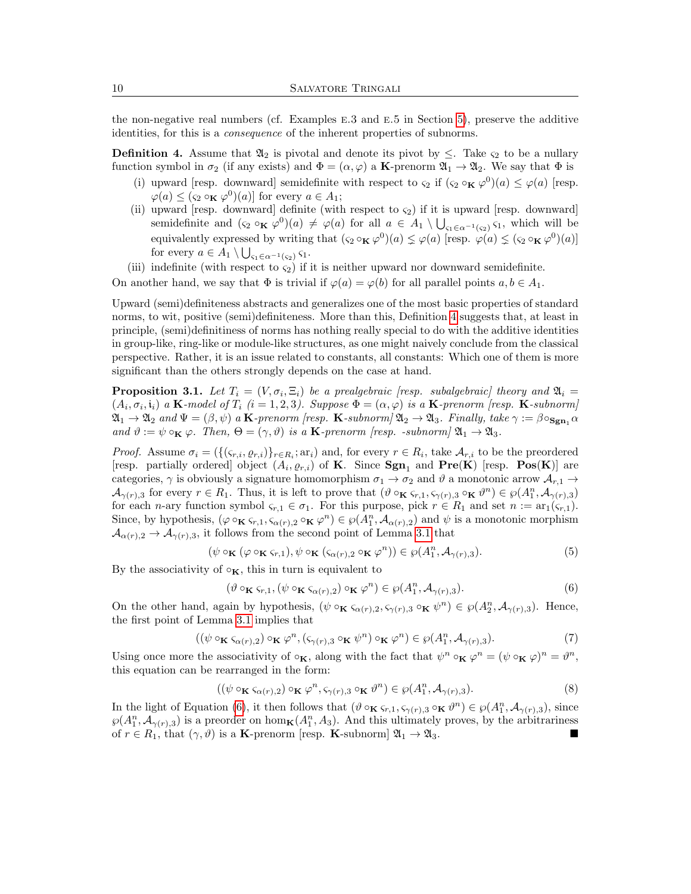the non-negative real numbers (cf. Examples E.3 and E.5 in Section 5), preserve the additive identities, for this is a *consequence* of the inherent properties of subnorms.

**Definition 4.** Assume that $\mathfrak{A}_2$ is pivotal and denote its pivot by $\le$. Take $\varsigma_2$ to be a nullary function symbol in $\sigma_2$ (if any exists) and $\Phi = (\alpha, \varphi)$ a $\mathbf{K}$-prenorm $\mathfrak{A}_1 \to \mathfrak{A}_2$. We say that $\Phi$ is

- (i) upward [resp. downward] semidefinite with respect to $\varsigma_2$ if $(\varsigma_2 \circ_{\mathbf{K}} \varphi^0)(a) \le \varphi(a)$ [resp. $\varphi(a) \le (\varsigma_2 \circ_{\mathbf{K}} \varphi^0)(a)$] for every $a \in A_1$;
- (ii) upward [resp. downward] definite (with respect to $\varsigma_2$) if it is upward [resp. downward] semidefinite and $(\varsigma_2 \circ_{\mathbf{K}} \varphi^0)(a) \ne \varphi(a)$ for all $a \in A_1 \setminus \bigcup_{\varsigma_1 \in \alpha^{-1}(\varsigma_2)} \varsigma_1$, which will be equivalently expressed by writing that $(\varsigma_2 \circ_{\mathbf{K}} \varphi^0)(a) \lneq \varphi(a)$ [resp. $\varphi(a) \lneq (\varsigma_2 \circ_{\mathbf{K}} \varphi^0)(a)$] for every $a \in A_1 \setminus \bigcup_{\varsigma_1 \in \alpha^{-1}(\varsigma_2)} \varsigma_1$.
- (iii) indefinite (with respect to $\varsigma_2$) if it is neither upward nor downward semidefinite.

On another hand, we say that $\Phi$ is trivial if $\varphi(a) = \varphi(b)$ for all parallel points $a, b \in A_1$.

Upward (semi)definiteness abstracts and generalizes one of the most basic properties of standard norms, to wit, positive (semi)definiteness. More than this, Definition 4 suggests that, at least in principle, (semi)definitiness of norms has nothing really special to do with the additive identities in group-like, ring-like or module-like structures, as one might naively conclude from the classical perspective. Rather, it is an issue related to constants, all constants: Which one of them is more significant than the others strongly depends on the case at hand.

**Proposition 3.1.** *Let $T_i = (V, \sigma_i, \Xi_i)$ be a prealgebraic [resp. subalgebraic] theory and $\mathfrak{A}_i = (A_i, \sigma_i, \mathfrak{i}_i)$ a $\mathbf{K}$-model of $T_i$ ($i = 1, 2, 3$). Suppose $\Phi = (\alpha, \varphi)$ is a $\mathbf{K}$-prenorm [resp. $\mathbf{K}$-subnorm] $\mathfrak{A}_1 \to \mathfrak{A}_2$ and $\Psi = (\beta, \psi)$ a $\mathbf{K}$-prenorm [resp. $\mathbf{K}$-subnorm] $\mathfrak{A}_2 \to \mathfrak{A}_3$. Finally, take $\gamma := \beta \circ_{\mathbf{Sgn}_1} \alpha$ and $\vartheta := \psi \circ_{\mathbf{K}} \varphi$. Then, $\Theta = (\gamma, \vartheta)$ is a $\mathbf{K}$-prenorm [resp. -subnorm] $\mathfrak{A}_1 \to \mathfrak{A}_3$.*

*Proof.* Assume $\sigma_i = (\{(\varsigma_{r,i}, \varrho_{r,i})\}_{r \in R_i}; \mathrm{ar}_i)$ and, for every $r \in R_i$, take $\mathcal{A}_{r,i}$ to be the preordered [resp. partially ordered] object $(A_i, \varrho_{r,i})$ of $\mathbf{K}$. Since $\mathbf{Sgn}_1$ and $\mathbf{Pre}(\mathbf{K})$ [resp. $\mathbf{Pos}(\mathbf{K})$] are categories, $\gamma$ is obviously a signature homomorphism $\sigma_1 \to \sigma_2$ and $\vartheta$ a monotonic arrow $\mathcal{A}_{r,1} \to \mathcal{A}_{\gamma(r),3}$ for every $r \in R_1$. Thus, it is left to prove that $(\vartheta \circ_{\mathbf{K}} \varsigma_{r,1}, \varsigma_{\gamma(r),3} \circ_{\mathbf{K}} \vartheta^n) \in \wp(A_1^n, \mathcal{A}_{\gamma(r),3})$ for each $n$-ary function symbol $\varsigma_{r,1} \in \sigma_1$. For this purpose, pick $r \in R_1$ and set $n := \mathrm{ar}_1(\varsigma_{r,1})$. Since, by hypothesis, $(\varphi \circ_{\mathbf{K}} \varsigma_{r,1}, \varsigma_{\alpha(r),2} \circ_{\mathbf{K}} \varphi^n) \in \wp(A_1^n, \mathcal{A}_{\alpha(r),2})$ and $\psi$ is a monotonic morphism $\mathcal{A}_{\alpha(r),2} \to \mathcal{A}_{\gamma(r),3}$, it follows from the second point of Lemma 3.1 that

$$(\psi \circ_{\mathbf{K}} (\varphi \circ_{\mathbf{K}} \varsigma_{r,1}), \psi \circ_{\mathbf{K}} (\varsigma_{\alpha(r),2} \circ_{\mathbf{K}} \varphi^n)) \in \wp(A_1^n, \mathcal{A}_{\gamma(r),3}). \tag{5}$$

By the associativity of $\circ_{\mathbf{K}}$, this in turn is equivalent to

$$(\vartheta \circ_{\mathbf{K}} \varsigma_{r,1}, (\psi \circ_{\mathbf{K}} \varsigma_{\alpha(r),2}) \circ_{\mathbf{K}} \varphi^n) \in \wp(A_1^n, \mathcal{A}_{\gamma(r),3}). \tag{6}$$

On the other hand, again by hypothesis, $(\psi \circ_{\mathbf{K}} \varsigma_{\alpha(r),2}, \varsigma_{\gamma(r),3} \circ_{\mathbf{K}} \psi^n) \in \wp(A_2^n, \mathcal{A}_{\gamma(r),3})$. Hence, the first point of Lemma 3.1 implies that

$$((\psi \circ_{\mathbf{K}} \varsigma_{\alpha(r),2}) \circ_{\mathbf{K}} \varphi^n, (\varsigma_{\gamma(r),3} \circ_{\mathbf{K}} \psi^n) \circ_{\mathbf{K}} \varphi^n) \in \wp(A_1^n, \mathcal{A}_{\gamma(r),3}). \tag{7}$$

Using once more the associativity of $\circ_{\mathbf{K}}$, along with the fact that $\psi^n \circ_{\mathbf{K}} \varphi^n = (\psi \circ_{\mathbf{K}} \varphi)^n = \vartheta^n$, this equation can be rearranged in the form:

$$((\psi \circ_{\mathbf{K}} \varsigma_{\alpha(r),2}) \circ_{\mathbf{K}} \varphi^n, \varsigma_{\gamma(r),3} \circ_{\mathbf{K}} \vartheta^n) \in \wp(A_1^n, \mathcal{A}_{\gamma(r),3}). \tag{8}$$

In the light of Equation (6), it then follows that $(\vartheta \circ_{\mathbf{K}} \varsigma_{r,1}, \varsigma_{\gamma(r),3} \circ_{\mathbf{K}} \vartheta^n) \in \wp(A_1^n, \mathcal{A}_{\gamma(r),3})$, since $\wp(A_1^n, \mathcal{A}_{\gamma(r),3})$ is a preorder on $\hom_{\mathbf{K}}(A_1^n, A_3)$. And this ultimately proves, by the arbitrariness of $r \in R_1$, that $(\gamma, \vartheta)$ is a $\mathbf{K}$-prenorm [resp. $\mathbf{K}$-subnorm] $\mathfrak{A}_1 \to \mathfrak{A}_3$. ∎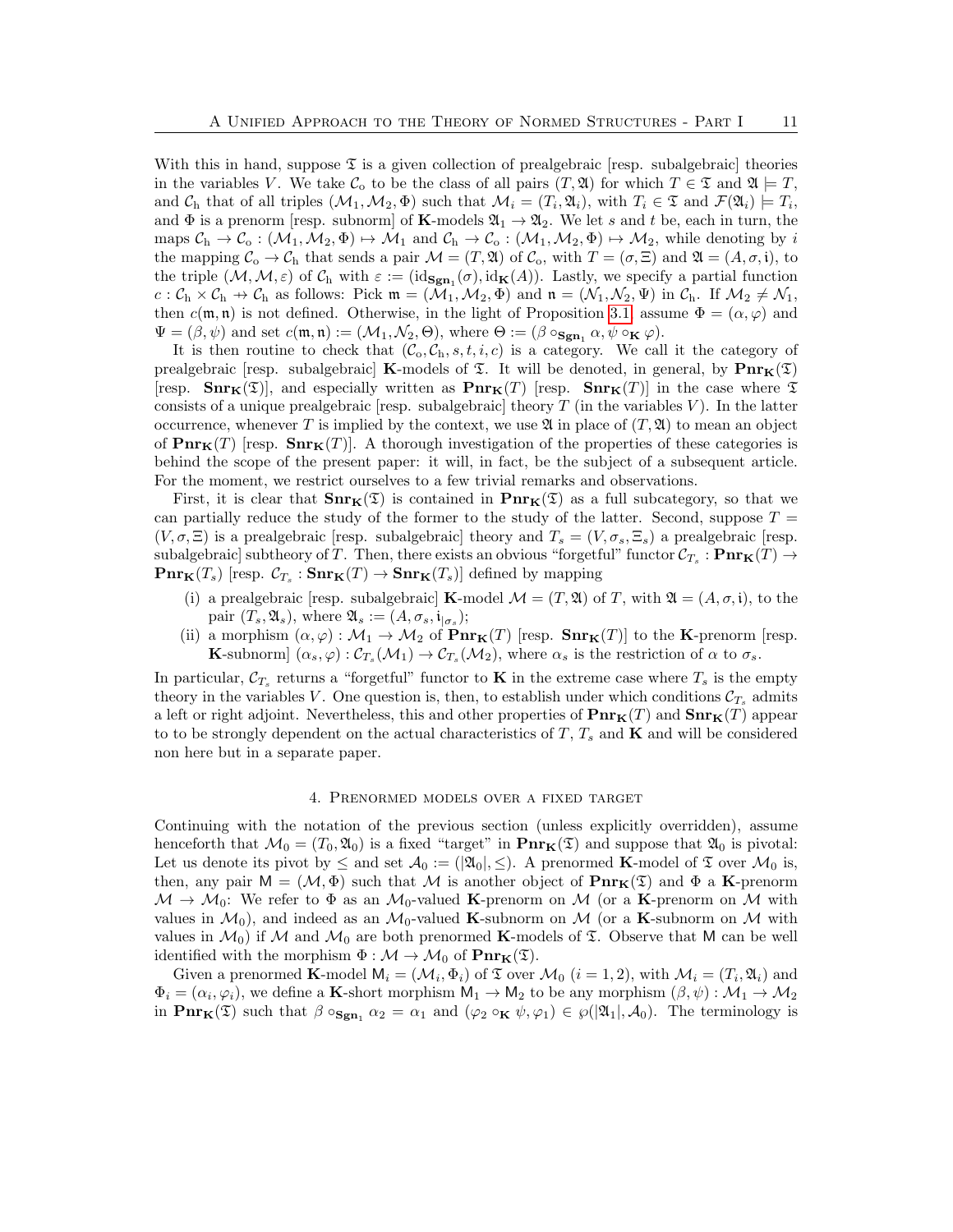With this in hand, suppose $\mathfrak{T}$ is a given collection of prealgebraic [resp. subalgebraic] theories in the variables $V$. We take $\mathcal{C}_\mathrm{o}$ to be the class of all pairs $(T, \mathfrak{A})$ for which $T \in \mathfrak{T}$ and $\mathfrak{A} \models T$, and $\mathcal{C}_\mathrm{h}$ that of all triples $(\mathcal{M}_1, \mathcal{M}_2, \Phi)$ such that $\mathcal{M}_i = (T_i, \mathfrak{A}_i)$, with $T_i \in \mathfrak{T}$ and $\mathcal{F}(\mathfrak{A}_i) \models T_i$, and $\Phi$ is a prenorm [resp. subnorm] of $\mathbf{K}$-models $\mathfrak{A}_1 \to \mathfrak{A}_2$. We let $s$ and $t$ be, each in turn, the maps $\mathcal{C}_\mathrm{h} \to \mathcal{C}_\mathrm{o} : (\mathcal{M}_1, \mathcal{M}_2, \Phi) \mapsto \mathcal{M}_1$ and $\mathcal{C}_\mathrm{h} \to \mathcal{C}_\mathrm{o} : (\mathcal{M}_1, \mathcal{M}_2, \Phi) \mapsto \mathcal{M}_2$, while denoting by $i$ the mapping $\mathcal{C}_\mathrm{o} \to \mathcal{C}_\mathrm{h}$ that sends a pair $\mathcal{M} = (T, \mathfrak{A})$ of $\mathcal{C}_\mathrm{o}$, with $T = (\sigma, \Xi)$ and $\mathfrak{A} = (A, \sigma, \mathfrak{i})$, to the triple $(\mathcal{M}, \mathcal{M}, \varepsilon)$ of $\mathcal{C}_\mathrm{h}$ with $\varepsilon := (\mathrm{id}_{\mathbf{Sgn}_1}(\sigma), \mathrm{id}_{\mathbf{K}}(A))$. Lastly, we specify a partial function $c : \mathcal{C}_\mathrm{h} \times \mathcal{C}_\mathrm{h} \nrightarrow \mathcal{C}_\mathrm{h}$ as follows: Pick $\mathfrak{m} = (\mathcal{M}_1, \mathcal{M}_2, \Phi)$ and $\mathfrak{n} = (\mathcal{N}_1, \mathcal{N}_2, \Psi)$ in $\mathcal{C}_\mathrm{h}$. If $\mathcal{M}_2 \neq \mathcal{N}_1$, then $c(\mathfrak{m}, \mathfrak{n})$ is not defined. Otherwise, in the light of Proposition 3.1, assume $\Phi = (\alpha, \varphi)$ and $\Psi = (\beta, \psi)$ and set $c(\mathfrak{m}, \mathfrak{n}) := (\mathcal{M}_1, \mathcal{N}_2, \Theta)$, where $\Theta := (\beta \circ_{\mathbf{Sgn}_1} \alpha, \psi \circ_{\mathbf{K}} \varphi)$.

It is then routine to check that $(\mathcal{C}_\mathrm{o}, \mathcal{C}_\mathrm{h}, s, t, i, c)$ is a category. We call it the category of prealgebraic [resp. subalgebraic] $\mathbf{K}$-models of $\mathfrak{T}$. It will be denoted, in general, by $\mathbf{Pnr}_{\mathbf{K}}(\mathfrak{T})$ [resp. $\mathbf{Snr}_{\mathbf{K}}(\mathfrak{T})$], and especially written as $\mathbf{Pnr}_{\mathbf{K}}(T)$ [resp. $\mathbf{Snr}_{\mathbf{K}}(T)$] in the case where $\mathfrak{T}$ consists of a unique prealgebraic [resp. subalgebraic] theory $T$ (in the variables $V$). In the latter occurrence, whenever $T$ is implied by the context, we use $\mathfrak{A}$ in place of $(T, \mathfrak{A})$ to mean an object of $\mathbf{Pnr}_{\mathbf{K}}(T)$ [resp. $\mathbf{Snr}_{\mathbf{K}}(T)$]. A thorough investigation of the properties of these categories is behind the scope of the present paper: it will, in fact, be the subject of a subsequent article. For the moment, we restrict ourselves to a few trivial remarks and observations.

First, it is clear that $\mathbf{Snr}_{\mathbf{K}}(\mathfrak{T})$ is contained in $\mathbf{Pnr}_{\mathbf{K}}(\mathfrak{T})$ as a full subcategory, so that we can partially reduce the study of the former to the study of the latter. Second, suppose $T = (V, \sigma, \Xi)$ is a prealgebraic [resp. subalgebraic] theory and $T_s = (V, \sigma_s, \Xi_s)$ a prealgebraic [resp. subalgebraic] subtheory of $T$. Then, there exists an obvious "forgetful" functor $\mathcal{C}_{T_s} : \mathbf{Pnr}_{\mathbf{K}}(T) \to \mathbf{Pnr}_{\mathbf{K}}(T_s)$ [resp. $\mathcal{C}_{T_s} : \mathbf{Snr}_{\mathbf{K}}(T) \to \mathbf{Snr}_{\mathbf{K}}(T_s)$] defined by mapping

(i) a prealgebraic [resp. subalgebraic] $\mathbf{K}$-model $\mathcal{M} = (T, \mathfrak{A})$ of $T$, with $\mathfrak{A} = (A, \sigma, \mathfrak{i})$, to the pair $(T_s, \mathfrak{A}_s)$, where $\mathfrak{A}_s := (A, \sigma_s, \mathfrak{i}_{|\sigma_s})$;

(ii) a morphism $(\alpha, \varphi) : \mathcal{M}_1 \to \mathcal{M}_2$ of $\mathbf{Pnr}_{\mathbf{K}}(T)$ [resp. $\mathbf{Snr}_{\mathbf{K}}(T)$] to the $\mathbf{K}$-prenorm [resp. $\mathbf{K}$-subnorm] $(\alpha_s, \varphi) : \mathcal{C}_{T_s}(\mathcal{M}_1) \to \mathcal{C}_{T_s}(\mathcal{M}_2)$, where $\alpha_s$ is the restriction of $\alpha$ to $\sigma_s$.

In particular, $\mathcal{C}_{T_s}$ returns a "forgetful" functor to $\mathbf{K}$ in the extreme case where $T_s$ is the empty theory in the variables $V$. One question is, then, to establish under which conditions $\mathcal{C}_{T_s}$ admits a left or right adjoint. Nevertheless, this and other properties of $\mathbf{Pnr}_{\mathbf{K}}(T)$ and $\mathbf{Snr}_{\mathbf{K}}(T)$ appear to to be strongly dependent on the actual characteristics of $T$, $T_s$ and $\mathbf{K}$ and will be considered non here but in a separate paper.

## 4. Prenormed models over a fixed target

Continuing with the notation of the previous section (unless explicitly overridden), assume henceforth that $\mathcal{M}_0 = (T_0, \mathfrak{A}_0)$ is a fixed "target" in $\mathbf{Pnr}_{\mathbf{K}}(\mathfrak{T})$ and suppose that $\mathfrak{A}_0$ is pivotal: Let us denote its pivot by $\leq$ and set $\mathcal{A}_0 := (|\mathfrak{A}_0|, \leq)$. A prenormed $\mathbf{K}$-model of $\mathfrak{T}$ over $\mathcal{M}_0$ is, then, any pair $\mathsf{M} = (\mathcal{M}, \Phi)$ such that $\mathcal{M}$ is another object of $\mathbf{Pnr}_{\mathbf{K}}(\mathfrak{T})$ and $\Phi$ a $\mathbf{K}$-prenorm $\mathcal{M} \to \mathcal{M}_0$: We refer to $\Phi$ as an $\mathcal{M}_0$-valued $\mathbf{K}$-prenorm on $\mathcal{M}$ (or a $\mathbf{K}$-prenorm on $\mathcal{M}$ with values in $\mathcal{M}_0$), and indeed as an $\mathcal{M}_0$-valued $\mathbf{K}$-subnorm on $\mathcal{M}$ (or a $\mathbf{K}$-subnorm on $\mathcal{M}$ with values in $\mathcal{M}_0$) if $\mathcal{M}$ and $\mathcal{M}_0$ are both prenormed $\mathbf{K}$-models of $\mathfrak{T}$. Observe that $\mathsf{M}$ can be well identified with the morphism $\Phi : \mathcal{M} \to \mathcal{M}_0$ of $\mathbf{Pnr}_{\mathbf{K}}(\mathfrak{T})$.

Given a prenormed $\mathbf{K}$-model $\mathsf{M}_i = (\mathcal{M}_i, \Phi_i)$ of $\mathfrak{T}$ over $\mathcal{M}_0$ $(i = 1, 2)$, with $\mathcal{M}_i = (T_i, \mathfrak{A}_i)$ and $\Phi_i = (\alpha_i, \varphi_i)$, we define a $\mathbf{K}$-short morphism $\mathsf{M}_1 \to \mathsf{M}_2$ to be any morphism $(\beta, \psi) : \mathcal{M}_1 \to \mathcal{M}_2$ in $\mathbf{Pnr}_{\mathbf{K}}(\mathfrak{T})$ such that $\beta \circ_{\mathbf{Sgn}_1} \alpha_2 = \alpha_1$ and $(\varphi_2 \circ_{\mathbf{K}} \psi, \varphi_1) \in \wp(|\mathfrak{A}_1|, \mathcal{A}_0)$. The terminology is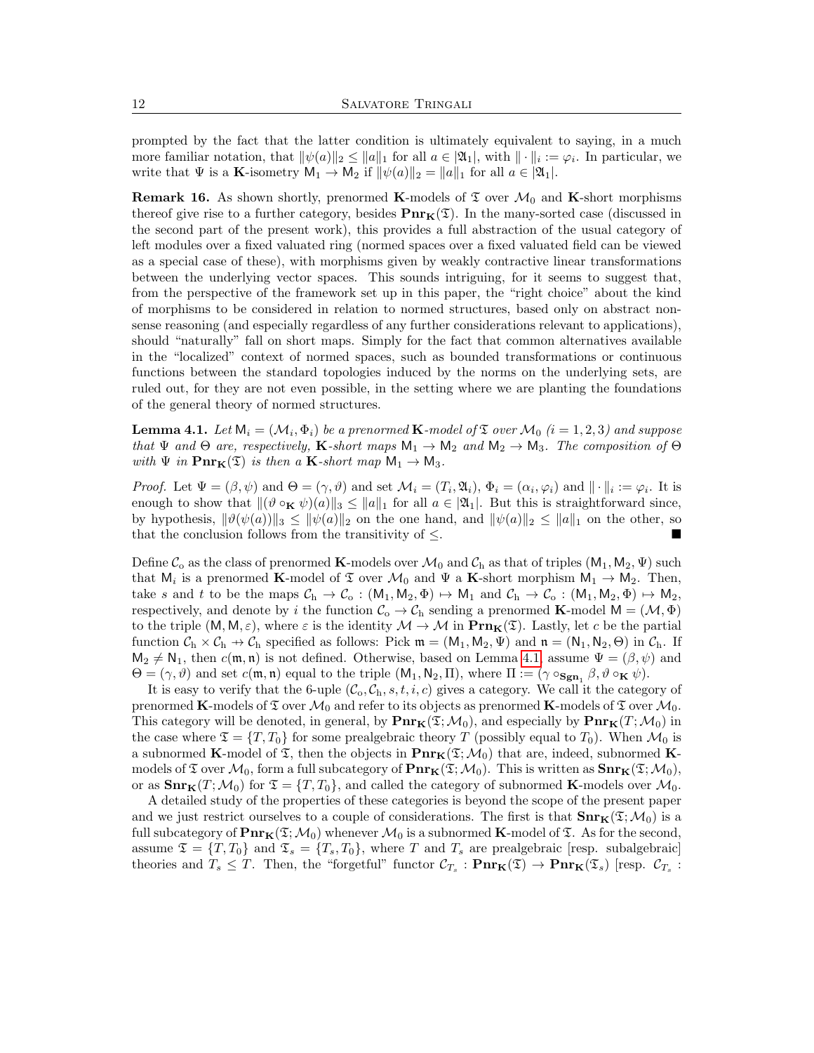prompted by the fact that the latter condition is ultimately equivalent to saying, in a much more familiar notation, that $\|\psi(a)\|_2 \le \|a\|_1$ for all $a \in |\mathfrak{A}_1|$, with $\|\cdot\|_i := \varphi_i$. In particular, we write that $\Psi$ is a $\mathbf{K}$-isometry $\mathsf{M}_1 \to \mathsf{M}_2$ if $\|\psi(a)\|_2 = \|a\|_1$ for all $a \in |\mathfrak{A}_1|$.

**Remark 16.** As shown shortly, prenormed $\mathbf{K}$-models of $\mathfrak{T}$ over $\mathcal{M}_0$ and $\mathbf{K}$-short morphisms thereof give rise to a further category, besides $\mathbf{Pnr_K}(\mathfrak{T})$. In the many-sorted case (discussed in the second part of the present work), this provides a full abstraction of the usual category of left modules over a fixed valuated ring (normed spaces over a fixed valuated field can be viewed as a special case of these), with morphisms given by weakly contractive linear transformations between the underlying vector spaces. This sounds intriguing, for it seems to suggest that, from the perspective of the framework set up in this paper, the "right choice" about the kind of morphisms to be considered in relation to normed structures, based only on abstract nonsense reasoning (and especially regardless of any further considerations relevant to applications), should "naturally" fall on short maps. Simply for the fact that common alternatives available in the "localized" context of normed spaces, such as bounded transformations or continuous functions between the standard topologies induced by the norms on the underlying sets, are ruled out, for they are not even possible, in the setting where we are planting the foundations of the general theory of normed structures.

**Lemma 4.1.** *Let $\mathsf{M}_i = (\mathcal{M}_i, \Phi_i)$ be a prenormed $\mathbf{K}$-model of $\mathfrak{T}$ over $\mathcal{M}_0$ ($i = 1, 2, 3$) and suppose that $\Psi$ and $\Theta$ are, respectively, $\mathbf{K}$-short maps $\mathsf{M}_1 \to \mathsf{M}_2$ and $\mathsf{M}_2 \to \mathsf{M}_3$. The composition of $\Theta$ with $\Psi$ in $\mathbf{Pnr_K}(\mathfrak{T})$ is then a $\mathbf{K}$-short map $\mathsf{M}_1 \to \mathsf{M}_3$.*

*Proof.* Let $\Psi = (\beta, \psi)$ and $\Theta = (\gamma, \vartheta)$ and set $\mathcal{M}_i = (T_i, \mathfrak{A}_i)$, $\Phi_i = (\alpha_i, \varphi_i)$ and $\|\cdot\|_i := \varphi_i$. It is enough to show that $\|(\vartheta \circ_{\mathbf{K}} \psi)(a)\|_3 \le \|a\|_1$ for all $a \in |\mathfrak{A}_1|$. But this is straightforward since, by hypothesis, $\|\vartheta(\psi(a))\|_3 \le \|\psi(a)\|_2$ on the one hand, and $\|\psi(a)\|_2 \le \|a\|_1$ on the other, so that the conclusion follows from the transitivity of $\le$. ∎

Define $\mathcal{C}_\mathrm{o}$ as the class of prenormed $\mathbf{K}$-models over $\mathcal{M}_0$ and $\mathcal{C}_\mathrm{h}$ as that of triples $(\mathsf{M}_1, \mathsf{M}_2, \Psi)$ such that $\mathsf{M}_i$ is a prenormed $\mathbf{K}$-model of $\mathfrak{T}$ over $\mathcal{M}_0$ and $\Psi$ a $\mathbf{K}$-short morphism $\mathsf{M}_1 \to \mathsf{M}_2$. Then, take $s$ and $t$ to be the maps $\mathcal{C}_\mathrm{h} \to \mathcal{C}_\mathrm{o} : (\mathsf{M}_1, \mathsf{M}_2, \Phi) \mapsto \mathsf{M}_1$ and $\mathcal{C}_\mathrm{h} \to \mathcal{C}_\mathrm{o} : (\mathsf{M}_1, \mathsf{M}_2, \Phi) \mapsto \mathsf{M}_2$, respectively, and denote by $i$ the function $\mathcal{C}_\mathrm{o} \to \mathcal{C}_\mathrm{h}$ sending a prenormed $\mathbf{K}$-model $\mathsf{M} = (\mathcal{M}, \Phi)$ to the triple $(\mathsf{M}, \mathsf{M}, \varepsilon)$, where $\varepsilon$ is the identity $\mathcal{M} \to \mathcal{M}$ in $\mathbf{Prn_K}(\mathfrak{T})$. Lastly, let $c$ be the partial function $\mathcal{C}_\mathrm{h} \times \mathcal{C}_\mathrm{h} \nrightarrow \mathcal{C}_\mathrm{h}$ specified as follows: Pick $\mathfrak{m} = (\mathsf{M}_1, \mathsf{M}_2, \Psi)$ and $\mathfrak{n} = (\mathsf{N}_1, \mathsf{N}_2, \Theta)$ in $\mathcal{C}_\mathrm{h}$. If $\mathsf{M}_2 \neq \mathsf{N}_1$, then $c(\mathfrak{m}, \mathfrak{n})$ is not defined. Otherwise, based on Lemma 4.1, assume $\Psi = (\beta, \psi)$ and $\Theta = (\gamma, \vartheta)$ and set $c(\mathfrak{m}, \mathfrak{n})$ equal to the triple $(\mathsf{M}_1, \mathsf{N}_2, \Pi)$, where $\Pi := (\gamma \circ_{\mathbf{Sgn}_1} \beta, \vartheta \circ_{\mathbf{K}} \psi)$.

It is easy to verify that the 6-uple $(\mathcal{C}_\mathrm{o}, \mathcal{C}_\mathrm{h}, s, t, i, c)$ gives a category. We call it the category of prenormed $\mathbf{K}$-models of $\mathfrak{T}$ over $\mathcal{M}_0$ and refer to its objects as prenormed $\mathbf{K}$-models of $\mathfrak{T}$ over $\mathcal{M}_0$. This category will be denoted, in general, by $\mathbf{Pnr_K}(\mathfrak{T}; \mathcal{M}_0)$, and especially by $\mathbf{Pnr_K}(T; \mathcal{M}_0)$ in the case where $\mathfrak{T} = \{T, T_0\}$ for some prealgebraic theory $T$ (possibly equal to $T_0$). When $\mathcal{M}_0$ is a subnormed $\mathbf{K}$-model of $\mathfrak{T}$, then the objects in $\mathbf{Pnr_K}(\mathfrak{T}; \mathcal{M}_0)$ that are, indeed, subnormed $\mathbf{K}$-models of $\mathfrak{T}$ over $\mathcal{M}_0$, form a full subcategory of $\mathbf{Pnr_K}(\mathfrak{T}; \mathcal{M}_0)$. This is written as $\mathbf{Snr_K}(\mathfrak{T}; \mathcal{M}_0)$, or as $\mathbf{Snr_K}(T; \mathcal{M}_0)$ for $\mathfrak{T} = \{T, T_0\}$, and called the category of subnormed $\mathbf{K}$-models over $\mathcal{M}_0$.

A detailed study of the properties of these categories is beyond the scope of the present paper and we just restrict ourselves to a couple of considerations. The first is that $\mathbf{Snr_K}(\mathfrak{T}; \mathcal{M}_0)$ is a full subcategory of $\mathbf{Pnr_K}(\mathfrak{T}; \mathcal{M}_0)$ whenever $\mathcal{M}_0$ is a subnormed $\mathbf{K}$-model of $\mathfrak{T}$. As for the second, assume $\mathfrak{T} = \{T, T_0\}$ and $\mathfrak{T}_s = \{T_s, T_0\}$, where $T$ and $T_s$ are prealgebraic [resp. subalgebraic] theories and $T_s \le T$. Then, the "forgetful" functor $\mathcal{C}_{T_s} : \mathbf{Pnr_K}(\mathfrak{T}) \to \mathbf{Pnr_K}(\mathfrak{T}_s)$ [resp. $\mathcal{C}_{T_s}$ :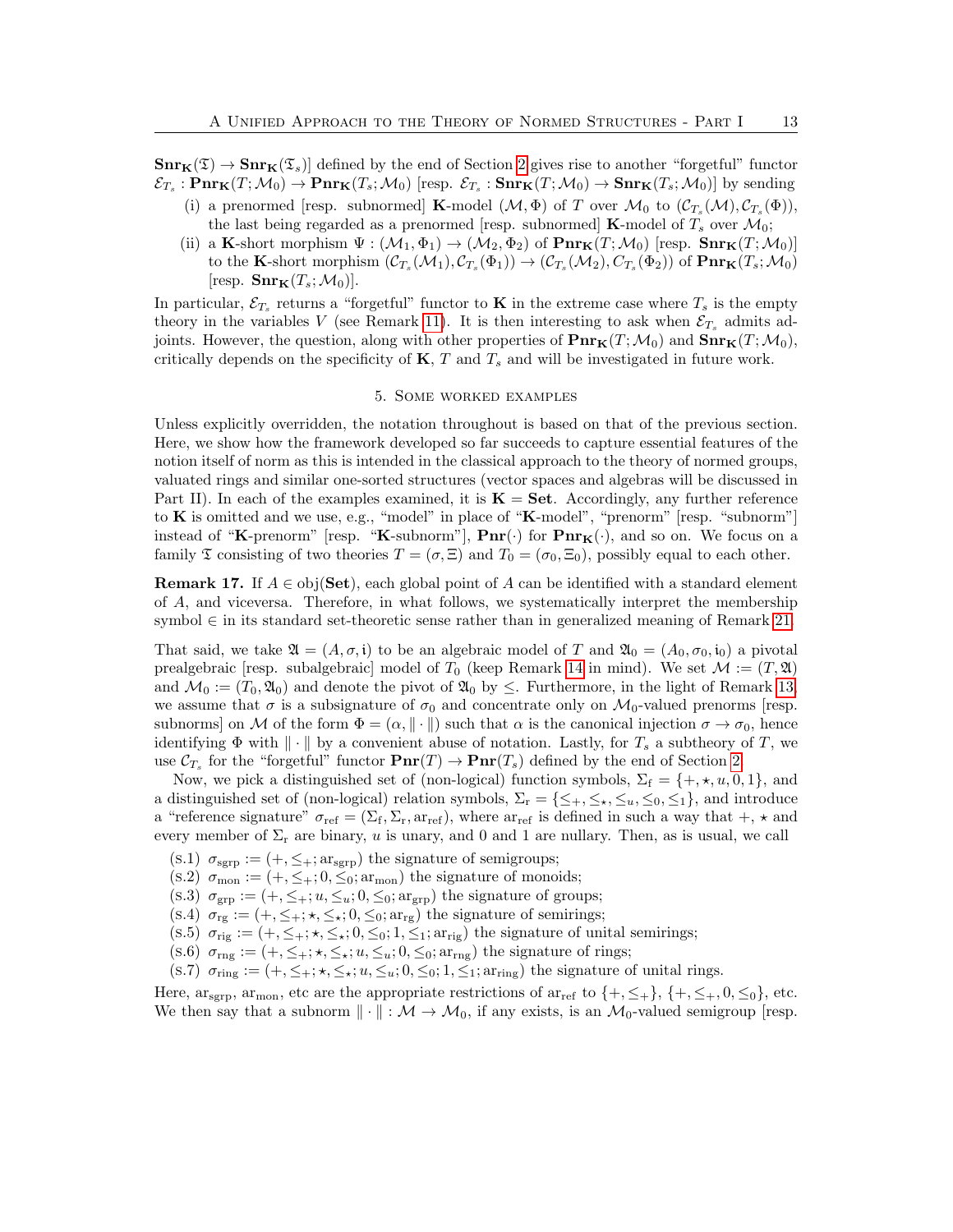$\mathbf{Snr}_\mathbf{K}(\mathfrak{T}) \to \mathbf{Snr}_\mathbf{K}(\mathfrak{T}_s)$] defined by the end of Section 2 gives rise to another "forgetful" functor $\mathcal{E}_{T_s} : \mathbf{Pnr}_\mathbf{K}(T;\mathcal{M}_0) \to \mathbf{Pnr}_\mathbf{K}(T_s;\mathcal{M}_0)$ [resp. $\mathcal{E}_{T_s} : \mathbf{Snr}_\mathbf{K}(T;\mathcal{M}_0) \to \mathbf{Snr}_\mathbf{K}(T_s;\mathcal{M}_0)$] by sending

- (i) a prenormed [resp. subnormed] $\mathbf{K}$-model $(\mathcal{M},\Phi)$ of $T$ over $\mathcal{M}_0$ to $(\mathcal{C}_{T_s}(\mathcal{M}), \mathcal{C}_{T_s}(\Phi))$, the last being regarded as a prenormed [resp. subnormed] $\mathbf{K}$-model of $T_s$ over $\mathcal{M}_0$;
- (ii) a $\mathbf{K}$-short morphism $\Psi : (\mathcal{M}_1,\Phi_1) \to (\mathcal{M}_2,\Phi_2)$ of $\mathbf{Pnr}_\mathbf{K}(T;\mathcal{M}_0)$ [resp. $\mathbf{Snr}_\mathbf{K}(T;\mathcal{M}_0)$] to the $\mathbf{K}$-short morphism $(\mathcal{C}_{T_s}(\mathcal{M}_1), \mathcal{C}_{T_s}(\Phi_1)) \to (\mathcal{C}_{T_s}(\mathcal{M}_2), C_{T_s}(\Phi_2))$ of $\mathbf{Pnr}_\mathbf{K}(T_s;\mathcal{M}_0)$ [resp. $\mathbf{Snr}_\mathbf{K}(T_s;\mathcal{M}_0)$].

In particular, $\mathcal{E}_{T_s}$ returns a "forgetful" functor to $\mathbf{K}$ in the extreme case where $T_s$ is the empty theory in the variables $V$ (see Remark 11). It is then interesting to ask when $\mathcal{E}_{T_s}$ admits adjoints. However, the question, along with other properties of $\mathbf{Pnr}_\mathbf{K}(T;\mathcal{M}_0)$ and $\mathbf{Snr}_\mathbf{K}(T;\mathcal{M}_0)$, critically depends on the specificity of $\mathbf{K}$, $T$ and $T_s$ and will be investigated in future work.

## 5. Some worked examples

Unless explicitly overridden, the notation throughout is based on that of the previous section. Here, we show how the framework developed so far succeeds to capture essential features of the notion itself of norm as this is intended in the classical approach to the theory of normed groups, valuated rings and similar one-sorted structures (vector spaces and algebras will be discussed in Part II). In each of the examples examined, it is $\mathbf{K} = \mathbf{Set}$. Accordingly, any further reference to $\mathbf{K}$ is omitted and we use, e.g., "model" in place of "$\mathbf{K}$-model", "prenorm" [resp. "subnorm"] instead of "$\mathbf{K}$-prenorm" [resp. "$\mathbf{K}$-subnorm"], $\mathbf{Pnr}(\cdot)$ for $\mathbf{Pnr}_\mathbf{K}(\cdot)$, and so on. We focus on a family $\mathfrak{T}$ consisting of two theories $T = (\sigma,\Xi)$ and $T_0 = (\sigma_0,\Xi_0)$, possibly equal to each other.

**Remark 17.** If $A \in \mathrm{obj}(\mathbf{Set})$, each global point of $A$ can be identified with a standard element of $A$, and viceversa. Therefore, in what follows, we systematically interpret the membership symbol $\in$ in its standard set-theoretic sense rather than in generalized meaning of Remark 21.

That said, we take $\mathfrak{A} = (A,\sigma,\mathfrak{i})$ to be an algebraic model of $T$ and $\mathfrak{A}_0 = (A_0,\sigma_0,\mathfrak{i}_0)$ a pivotal prealgebraic [resp. subalgebraic] model of $T_0$ (keep Remark 14 in mind). We set $\mathcal{M} := (T,\mathfrak{A})$ and $\mathcal{M}_0 := (T_0,\mathfrak{A}_0)$ and denote the pivot of $\mathfrak{A}_0$ by $\le$. Furthermore, in the light of Remark 13, we assume that $\sigma$ is a subsignature of $\sigma_0$ and concentrate only on $\mathcal{M}_0$-valued prenorms [resp. subnorms] on $\mathcal{M}$ of the form $\Phi = (\alpha, \|\cdot\|)$ such that $\alpha$ is the canonical injection $\sigma \to \sigma_0$, hence identifying $\Phi$ with $\|\cdot\|$ by a convenient abuse of notation. Lastly, for $T_s$ a subtheory of $T$, we use $\mathcal{C}_{T_s}$ for the "forgetful" functor $\mathbf{Pnr}(T) \to \mathbf{Pnr}(T_s)$ defined by the end of Section 2.

Now, we pick a distinguished set of (non-logical) function symbols, $\Sigma_\mathrm{f} = \{+,\star,u,0,1\}$, and a distinguished set of (non-logical) relation symbols, $\Sigma_\mathrm{r} = \{\le_+,\le_\star,\le_u,\le_0,\le_1\}$, and introduce a "reference signature" $\sigma_\mathrm{ref} = (\Sigma_\mathrm{f},\Sigma_\mathrm{r},\mathrm{ar}_\mathrm{ref})$, where $\mathrm{ar}_\mathrm{ref}$ is defined in such a way that $+$, $\star$ and every member of $\Sigma_\mathrm{r}$ are binary, $u$ is unary, and $0$ and $1$ are nullary. Then, as is usual, we call

- (s.1) $\sigma_\mathrm{sgrp} := (+,\le_+;\mathrm{ar}_\mathrm{sgrp})$ the signature of semigroups;
- (s.2) $\sigma_\mathrm{mon} := (+,\le_+;0,\le_0;\mathrm{ar}_\mathrm{mon})$ the signature of monoids;
- (s.3) $\sigma_\mathrm{grp} := (+,\le_+;u,\le_u;0,\le_0;\mathrm{ar}_\mathrm{grp})$ the signature of groups;
- (s.4) $\sigma_\mathrm{rg} := (+,\le_+;\star,\le_\star;0,\le_0;\mathrm{ar}_\mathrm{rg})$ the signature of semirings;
- (s.5) $\sigma_\mathrm{rig} := (+,\le_+;\star,\le_\star;0,\le_0;1,\le_1;\mathrm{ar}_\mathrm{rig})$ the signature of unital semirings;
- (s.6) $\sigma_\mathrm{rng} := (+,\le_+;\star,\le_\star;u,\le_u;0,\le_0;\mathrm{ar}_\mathrm{rng})$ the signature of rings;
- (s.7) $\sigma_\mathrm{ring} := (+,\le_+;\star,\le_\star;u,\le_u;0,\le_0;1,\le_1;\mathrm{ar}_\mathrm{ring})$ the signature of unital rings.

Here, $\mathrm{ar}_\mathrm{sgrp}$, $\mathrm{ar}_\mathrm{mon}$, etc are the appropriate restrictions of $\mathrm{ar}_\mathrm{ref}$ to $\{+,\le_+\}$, $\{+,\le_+,0,\le_0\}$, etc. We then say that a subnorm $\|\cdot\| : \mathcal{M} \to \mathcal{M}_0$, if any exists, is an $\mathcal{M}_0$-valued semigroup [resp.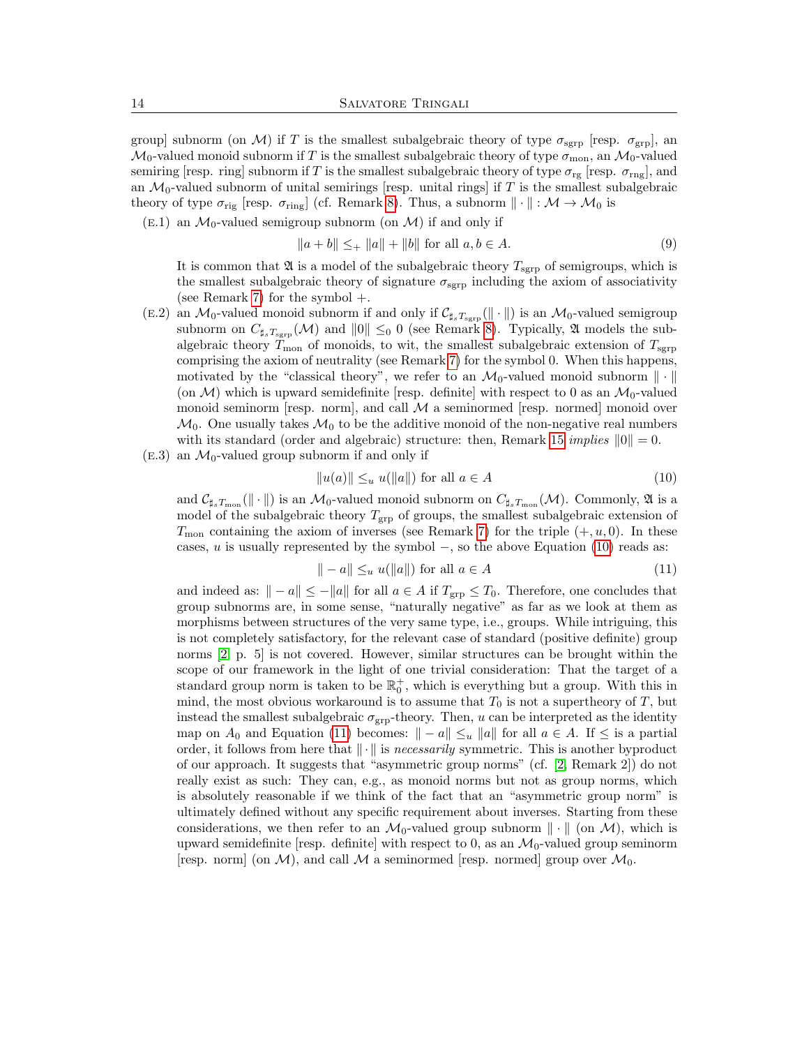group] subnorm (on $\mathcal{M}$) if $T$ is the smallest subalgebraic theory of type $\sigma_{\rm sgrp}$ [resp. $\sigma_{\rm grp}$], an $\mathcal{M}_0$-valued monoid subnorm if $T$ is the smallest subalgebraic theory of type $\sigma_{\rm mon}$, an $\mathcal{M}_0$-valued semiring [resp. ring] subnorm if $T$ is the smallest subalgebraic theory of type $\sigma_{\rm rg}$ [resp. $\sigma_{\rm rng}$], and an $\mathcal{M}_0$-valued subnorm of unital semirings [resp. unital rings] if $T$ is the smallest subalgebraic theory of type $\sigma_{\rm rig}$ [resp. $\sigma_{\rm ring}$] (cf. Remark 8). Thus, a subnorm $\|\cdot\|: \mathcal{M} \to \mathcal{M}_0$ is

(E.1) an $\mathcal{M}_0$-valued semigroup subnorm (on $\mathcal{M}$) if and only if

$$\|a+b\| \le_+ \|a\| + \|b\| \text{ for all } a, b \in A. \tag{9}$$

It is common that $\mathfrak{A}$ is a model of the subalgebraic theory $T_{\rm sgrp}$ of semigroups, which is the smallest subalgebraic theory of signature $\sigma_{\rm sgrp}$ including the axiom of associativity (see Remark 7) for the symbol $+$.

(E.2) an $\mathcal{M}_0$-valued monoid subnorm if and only if $\mathcal{C}_{\sharp_s T_{\rm sgrp}}(\|\cdot\|)$ is an $\mathcal{M}_0$-valued semigroup subnorm on $C_{\sharp_s T_{\rm sgrp}}(\mathcal{M})$ and $\|0\| \le_0 0$ (see Remark 8). Typically, $\mathfrak{A}$ models the subalgebraic theory $T_{\rm mon}$ of monoids, to wit, the smallest subalgebraic extension of $T_{\rm sgrp}$ comprising the axiom of neutrality (see Remark 7) for the symbol 0. When this happens, motivated by the "classical theory", we refer to an $\mathcal{M}_0$-valued monoid subnorm $\|\cdot\|$ (on $\mathcal{M}$) which is upward semidefinite [resp. definite] with respect to 0 as an $\mathcal{M}_0$-valued monoid seminorm [resp. norm], and call $\mathcal{M}$ a seminormed [resp. normed] monoid over $\mathcal{M}_0$. One usually takes $\mathcal{M}_0$ to be the additive monoid of the non-negative real numbers with its standard (order and algebraic) structure: then, Remark 15 *implies* $\|0\| = 0$.

(E.3) an $\mathcal{M}_0$-valued group subnorm if and only if

$$\|u(a)\| \le_u u(\|a\|) \text{ for all } a \in A \tag{10}$$

and $\mathcal{C}_{\sharp_s T_{\rm mon}}(\|\cdot\|)$ is an $\mathcal{M}_0$-valued monoid subnorm on $C_{\sharp_s T_{\rm mon}}(\mathcal{M})$. Commonly, $\mathfrak{A}$ is a model of the subalgebraic theory $T_{\rm grp}$ of groups, the smallest subalgebraic extension of $T_{\rm mon}$ containing the axiom of inverses (see Remark 7) for the triple $(+, u, 0)$. In these cases, $u$ is usually represented by the symbol $-$, so the above Equation (10) reads as:

$$\|-a\| \le_u u(\|a\|) \text{ for all } a \in A \tag{11}$$

and indeed as: $\|-a\| \le -\|a\|$ for all $a \in A$ if $T_{\rm grp} \le T_0$. Therefore, one concludes that group subnorms are, in some sense, "naturally negative" as far as we look at them as morphisms between structures of the very same type, i.e., groups. While intriguing, this is not completely satisfactory, for the relevant case of standard (positive definite) group norms [2, p. 5] is not covered. However, similar structures can be brought within the scope of our framework in the light of one trivial consideration: That the target of a standard group norm is taken to be $\mathbb{R}_0^+$, which is everything but a group. With this in mind, the most obvious workaround is to assume that $T_0$ is not a supertheory of $T$, but instead the smallest subalgebraic $\sigma_{\rm grp}$-theory. Then, $u$ can be interpreted as the identity map on $A_0$ and Equation (11) becomes: $\|-a\| \le_u \|a\|$ for all $a \in A$. If $\le$ is a partial order, it follows from here that $\|\cdot\|$ is *necessarily* symmetric. This is another byproduct of our approach. It suggests that "asymmetric group norms" (cf. [2, Remark 2]) do not really exist as such: They can, e.g., as monoid norms but not as group norms, which is absolutely reasonable if we think of the fact that an "asymmetric group norm" is ultimately defined without any specific requirement about inverses. Starting from these considerations, we then refer to an $\mathcal{M}_0$-valued group subnorm $\|\cdot\|$ (on $\mathcal{M}$), which is upward semidefinite [resp. definite] with respect to 0, as an $\mathcal{M}_0$-valued group seminorm [resp. norm] (on $\mathcal{M}$), and call $\mathcal{M}$ a seminormed [resp. normed] group over $\mathcal{M}_0$.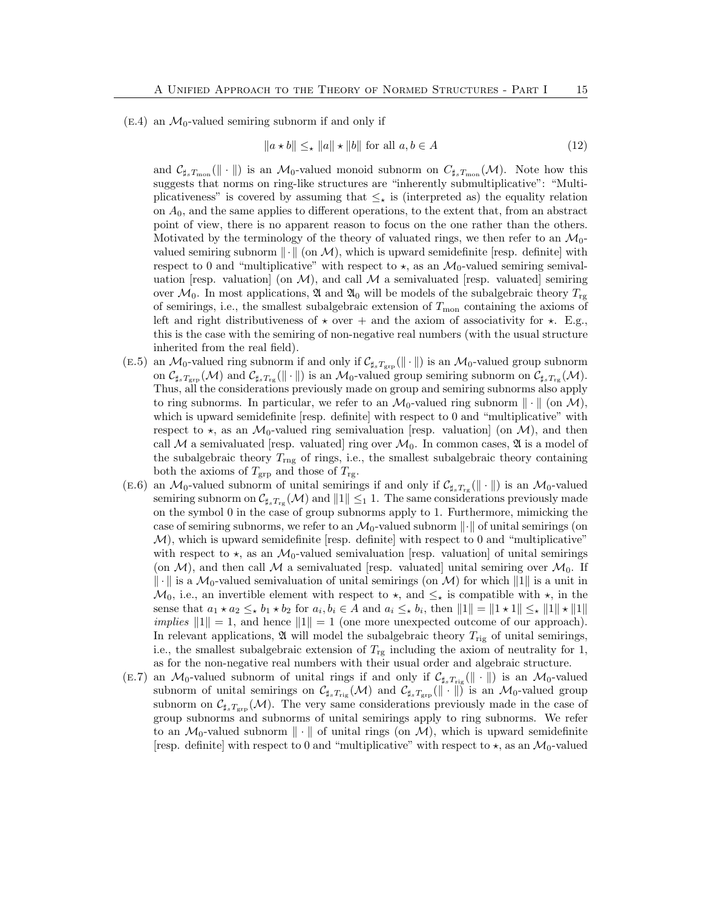(E.4) an $\mathcal{M}_0$-valued semiring subnorm if and only if

$$\|a \star b\| \leq_\star \|a\| \star \|b\| \text{ for all } a, b \in A \tag{12}$$

and $\mathcal{C}_{\sharp_s T_{\rm mon}}(\|\cdot\|)$ is an $\mathcal{M}_0$-valued monoid subnorm on $C_{\sharp_s T_{\rm mon}}(\mathcal{M})$. Note how this suggests that norms on ring-like structures are "inherently submultiplicative": "Multiplicativeness" is covered by assuming that $\leq_\star$ is (interpreted as) the equality relation on $A_0$, and the same applies to different operations, to the extent that, from an abstract point of view, there is no apparent reason to focus on the one rather than the others. Motivated by the terminology of the theory of valuated rings, we then refer to an $\mathcal{M}_0$-valued semiring subnorm $\|\cdot\|$ (on $\mathcal{M}$), which is upward semidefinite [resp. definite] with respect to 0 and "multiplicative" with respect to $\star$, as an $\mathcal{M}_0$-valued semiring semivaluation [resp. valuation] (on $\mathcal{M}$), and call $\mathcal{M}$ a semivaluated [resp. valuated] semiring over $\mathcal{M}_0$. In most applications, $\mathfrak{A}$ and $\mathfrak{A}_0$ will be models of the subalgebraic theory $T_{\rm rg}$ of semirings, i.e., the smallest subalgebraic extension of $T_{\rm mon}$ containing the axioms of left and right distributiveness of $\star$ over $+$ and the axiom of associativity for $\star$. E.g., this is the case with the semiring of non-negative real numbers (with the usual structure inherited from the real field).

(E.5) an $\mathcal{M}_0$-valued ring subnorm if and only if $\mathcal{C}_{\sharp_s T_{\rm grp}}(\|\cdot\|)$ is an $\mathcal{M}_0$-valued group subnorm on $\mathcal{C}_{\sharp_s T_{\rm grp}}(\mathcal{M})$ and $\mathcal{C}_{\sharp_s T_{\rm rg}}(\|\cdot\|)$ is an $\mathcal{M}_0$-valued group semiring subnorm on $\mathcal{C}_{\sharp_s T_{\rm rg}}(\mathcal{M})$. Thus, all the considerations previously made on group and semiring subnorms also apply to ring subnorms. In particular, we refer to an $\mathcal{M}_0$-valued ring subnorm $\|\cdot\|$ (on $\mathcal{M}$), which is upward semidefinite [resp. definite] with respect to 0 and "multiplicative" with respect to $\star$, as an $\mathcal{M}_0$-valued ring semivaluation [resp. valuation] (on $\mathcal{M}$), and then call $\mathcal{M}$ a semivaluated [resp. valuated] ring over $\mathcal{M}_0$. In common cases, $\mathfrak{A}$ is a model of the subalgebraic theory $T_{\rm rng}$ of rings, i.e., the smallest subalgebraic theory containing both the axioms of $T_{\rm grp}$ and those of $T_{\rm rg}$.

(E.6) an $\mathcal{M}_0$-valued subnorm of unital semirings if and only if $\mathcal{C}_{\sharp_s T_{\rm rg}}(\|\cdot\|)$ is an $\mathcal{M}_0$-valued semiring subnorm on $\mathcal{C}_{\sharp_s T_{\rm rg}}(\mathcal{M})$ and $\|1\| \leq_1 1$. The same considerations previously made on the symbol 0 in the case of group subnorms apply to 1. Furthermore, mimicking the case of semiring subnorms, we refer to an $\mathcal{M}_0$-valued subnorm $\|\cdot\|$ of unital semirings (on $\mathcal{M}$), which is upward semidefinite [resp. definite] with respect to 0 and "multiplicative" with respect to $\star$, as an $\mathcal{M}_0$-valued semivaluation [resp. valuation] of unital semirings (on $\mathcal{M}$), and then call $\mathcal{M}$ a semivaluated [resp. valuated] unital semiring over $\mathcal{M}_0$. If $\|\cdot\|$ is a $\mathcal{M}_0$-valued semivaluation of unital semirings (on $\mathcal{M}$) for which $\|1\|$ is a unit in $\mathcal{M}_0$, i.e., an invertible element with respect to $\star$, and $\leq_\star$ is compatible with $\star$, in the sense that $a_1 \star a_2 \leq_\star b_1 \star b_2$ for $a_i, b_i \in A$ and $a_i \leq_\star b_i$, then $\|1\| = \|1 \star 1\| \leq_\star \|1\| \star \|1\|$ *implies* $\|1\| = 1$, and hence $\|1\| = 1$ (one more unexpected outcome of our approach). In relevant applications, $\mathfrak{A}$ will model the subalgebraic theory $T_{\rm rig}$ of unital semirings, i.e., the smallest subalgebraic extension of $T_{\rm rg}$ including the axiom of neutrality for 1, as for the non-negative real numbers with their usual order and algebraic structure.

(E.7) an $\mathcal{M}_0$-valued subnorm of unital rings if and only if $\mathcal{C}_{\sharp_s T_{\rm rig}}(\|\cdot\|)$ is an $\mathcal{M}_0$-valued subnorm of unital semirings on $\mathcal{C}_{\sharp_s T_{\rm rig}}(\mathcal{M})$ and $\mathcal{C}_{\sharp_s T_{\rm grp}}(\|\cdot\|)$ is an $\mathcal{M}_0$-valued group subnorm on $\mathcal{C}_{\sharp_s T_{\rm grp}}(\mathcal{M})$. The very same considerations previously made in the case of group subnorms and subnorms of unital semirings apply to ring subnorms. We refer to an $\mathcal{M}_0$-valued subnorm $\|\cdot\|$ of unital rings (on $\mathcal{M}$), which is upward semidefinite [resp. definite] with respect to 0 and "multiplicative" with respect to $\star$, as an $\mathcal{M}_0$-valued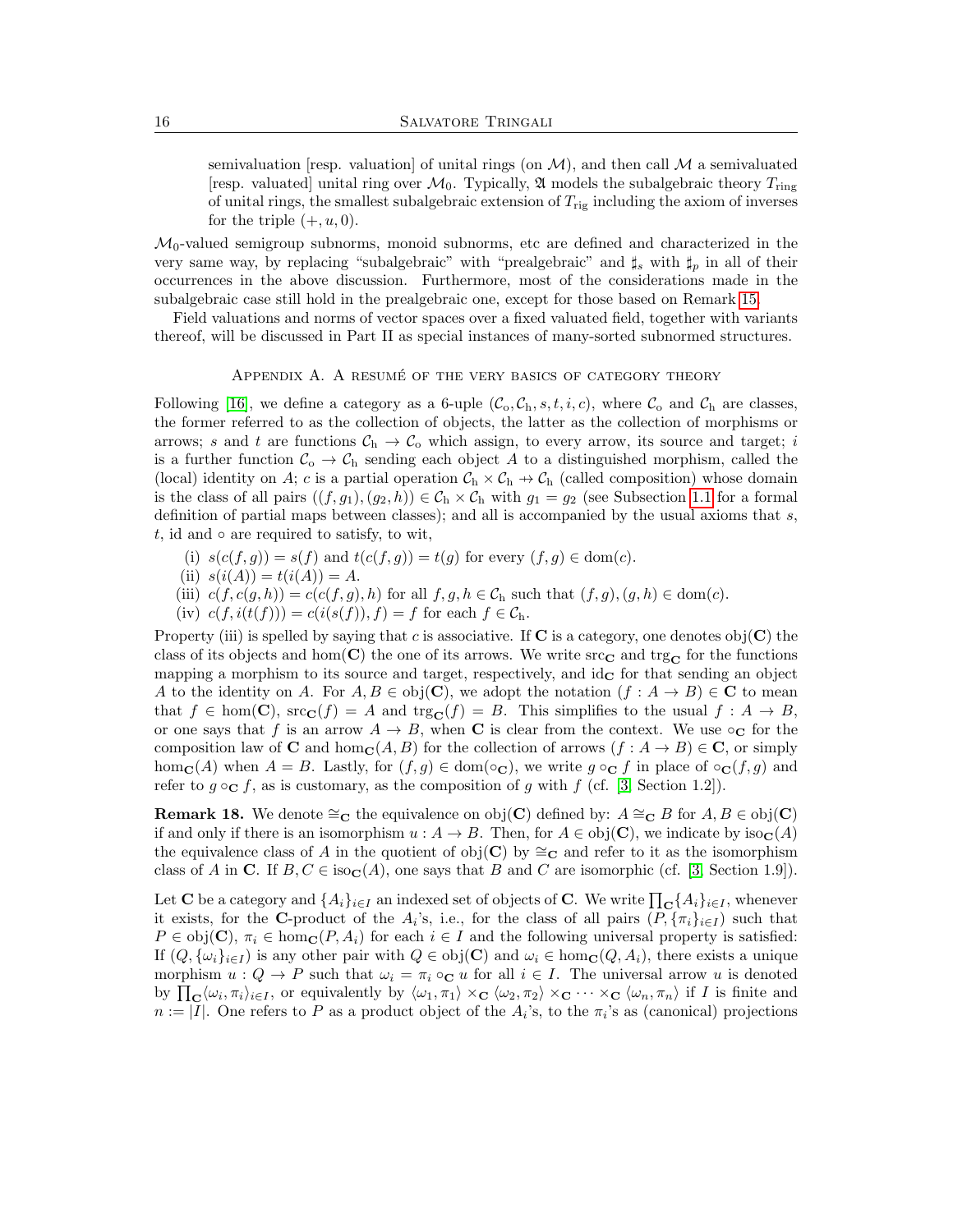semivaluation [resp. valuation] of unital rings (on $\mathcal{M}$), and then call $\mathcal{M}$ a semivaluated [resp. valuated] unital ring over $\mathcal{M}_0$. Typically, $\mathfrak{A}$ models the subalgebraic theory $T_{\rm ring}$ of unital rings, the smallest subalgebraic extension of $T_{\rm rig}$ including the axiom of inverses for the triple $(+, u, 0)$.

$\mathcal{M}_0$-valued semigroup subnorms, monoid subnorms, etc are defined and characterized in the very same way, by replacing "subalgebraic" with "prealgebraic" and $\sharp_s$ with $\sharp_p$ in all of their occurrences in the above discussion. Furthermore, most of the considerations made in the subalgebraic case still hold in the prealgebraic one, except for those based on Remark 15.

Field valuations and norms of vector spaces over a fixed valuated field, together with variants thereof, will be discussed in Part II as special instances of many-sorted subnormed structures.

## Appendix A. A resumé of the very basics of category theory

Following [16], we define a category as a 6-uple $(\mathcal{C}_{\rm o}, \mathcal{C}_{\rm h}, s, t, i, c)$, where $\mathcal{C}_{\rm o}$ and $\mathcal{C}_{\rm h}$ are classes, the former referred to as the collection of objects, the latter as the collection of morphisms or arrows; $s$ and $t$ are functions $\mathcal{C}_{\rm h} \to \mathcal{C}_{\rm o}$ which assign, to every arrow, its source and target; $i$ is a further function $\mathcal{C}_{\rm o} \to \mathcal{C}_{\rm h}$ sending each object $A$ to a distinguished morphism, called the (local) identity on $A$; $c$ is a partial operation $\mathcal{C}_{\rm h} \times \mathcal{C}_{\rm h} \nrightarrow \mathcal{C}_{\rm h}$ (called composition) whose domain is the class of all pairs $((f, g_1), (g_2, h)) \in \mathcal{C}_{\rm h} \times \mathcal{C}_{\rm h}$ with $g_1 = g_2$ (see Subsection 1.1 for a formal definition of partial maps between classes); and all is accompanied by the usual axioms that $s$, $t$, id and $\circ$ are required to satisfy, to wit,

(i) $s(c(f, g)) = s(f)$ and $t(c(f, g)) = t(g)$ for every $(f, g) \in \text{dom}(c)$.
(ii) $s(i(A)) = t(i(A)) = A$.
(iii) $c(f, c(g, h)) = c(c(f, g), h)$ for all $f, g, h \in \mathcal{C}_{\rm h}$ such that $(f, g), (g, h) \in \text{dom}(c)$.
(iv) $c(f, i(t(f))) = c(i(s(f)), f) = f$ for each $f \in \mathcal{C}_{\rm h}$.

Property (iii) is spelled by saying that $c$ is associative. If $\mathbf{C}$ is a category, one denotes $\text{obj}(\mathbf{C})$ the class of its objects and $\text{hom}(\mathbf{C})$ the one of its arrows. We write $\text{src}_{\mathbf{C}}$ and $\text{trg}_{\mathbf{C}}$ for the functions mapping a morphism to its source and target, respectively, and $\text{id}_{\mathbf{C}}$ for that sending an object $A$ to the identity on $A$. For $A, B \in \text{obj}(\mathbf{C})$, we adopt the notation $(f : A \to B) \in \mathbf{C}$ to mean that $f \in \text{hom}(\mathbf{C})$, $\text{src}_{\mathbf{C}}(f) = A$ and $\text{trg}_{\mathbf{C}}(f) = B$. This simplifies to the usual $f : A \to B$, or one says that $f$ is an arrow $A \to B$, when $\mathbf{C}$ is clear from the context. We use $\circ_{\mathbf{C}}$ for the composition law of $\mathbf{C}$ and $\text{hom}_{\mathbf{C}}(A, B)$ for the collection of arrows $(f : A \to B) \in \mathbf{C}$, or simply $\text{hom}_{\mathbf{C}}(A)$ when $A = B$. Lastly, for $(f, g) \in \text{dom}(\circ_{\mathbf{C}})$, we write $g \circ_{\mathbf{C}} f$ in place of $\circ_{\mathbf{C}}(f, g)$ and refer to $g \circ_{\mathbf{C}} f$, as is customary, as the composition of $g$ with $f$ (cf. [3, Section 1.2]).

**Remark 18.** We denote $\cong_{\mathbf{C}}$ the equivalence on $\text{obj}(\mathbf{C})$ defined by: $A \cong_{\mathbf{C}} B$ for $A, B \in \text{obj}(\mathbf{C})$ if and only if there is an isomorphism $u : A \to B$. Then, for $A \in \text{obj}(\mathbf{C})$, we indicate by $\text{iso}_{\mathbf{C}}(A)$ the equivalence class of $A$ in the quotient of $\text{obj}(\mathbf{C})$ by $\cong_{\mathbf{C}}$ and refer to it as the isomorphism class of $A$ in $\mathbf{C}$. If $B, C \in \text{iso}_{\mathbf{C}}(A)$, one says that $B$ and $C$ are isomorphic (cf. [3, Section 1.9]).

Let $\mathbf{C}$ be a category and $\{A_i\}_{i \in I}$ an indexed set of objects of $\mathbf{C}$. We write $\prod_{\mathbf{C}} \{A_i\}_{i \in I}$, whenever it exists, for the $\mathbf{C}$-product of the $A_i$'s, i.e., for the class of all pairs $(P, \{\pi_i\}_{i \in I})$ such that $P \in \text{obj}(\mathbf{C})$, $\pi_i \in \text{hom}_{\mathbf{C}}(P, A_i)$ for each $i \in I$ and the following universal property is satisfied: If $(Q, \{\omega_i\}_{i \in I})$ is any other pair with $Q \in \text{obj}(\mathbf{C})$ and $\omega_i \in \text{hom}_{\mathbf{C}}(Q, A_i)$, there exists a unique morphism $u : Q \to P$ such that $\omega_i = \pi_i \circ_{\mathbf{C}} u$ for all $i \in I$. The universal arrow $u$ is denoted by $\prod_{\mathbf{C}} \langle \omega_i, \pi_i \rangle_{i \in I}$, or equivalently by $\langle \omega_1, \pi_1 \rangle \times_{\mathbf{C}} \langle \omega_2, \pi_2 \rangle \times_{\mathbf{C}} \cdots \times_{\mathbf{C}} \langle \omega_n, \pi_n \rangle$ if $I$ is finite and $n := |I|$. One refers to $P$ as a product object of the $A_i$'s, to the $\pi_i$'s as (canonical) projections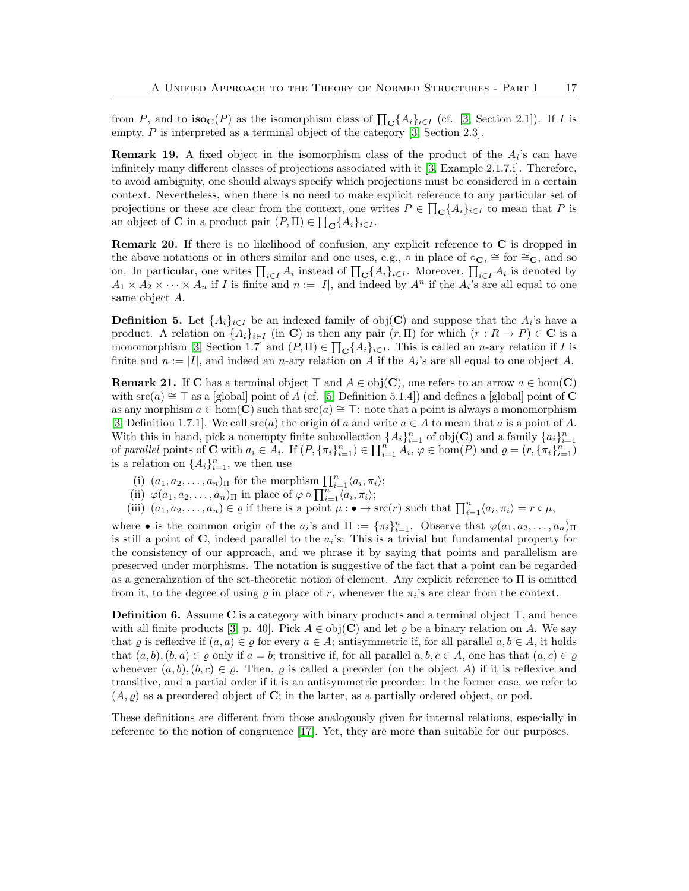from $P$, and to $\mathbf{iso_C}(P)$ as the isomorphism class of $\prod_{\mathbf{C}}\{A_i\}_{i\in I}$ (cf. [3, Section 2.1]). If $I$ is empty, $P$ is interpreted as a terminal object of the category [3, Section 2.3].

**Remark 19.** A fixed object in the isomorphism class of the product of the $A_i$'s can have infinitely many different classes of projections associated with it [3, Example 2.1.7.i]. Therefore, to avoid ambiguity, one should always specify which projections must be considered in a certain context. Nevertheless, when there is no need to make explicit reference to any particular set of projections or these are clear from the context, one writes $P \in \prod_{\mathbf{C}}\{A_i\}_{i\in I}$ to mean that $P$ is an object of $\mathbf{C}$ in a product pair $(P,\Pi) \in \prod_{\mathbf{C}}\{A_i\}_{i\in I}$.

**Remark 20.** If there is no likelihood of confusion, any explicit reference to $\mathbf{C}$ is dropped in the above notations or in others similar and one uses, e.g., $\circ$ in place of $\circ_{\mathbf{C}}$, $\cong$ for $\cong_{\mathbf{C}}$, and so on. In particular, one writes $\prod_{i\in I} A_i$ instead of $\prod_{\mathbf{C}}\{A_i\}_{i\in I}$. Moreover, $\prod_{i\in I} A_i$ is denoted by $A_1 \times A_2 \times \cdots \times A_n$ if $I$ is finite and $n := |I|$, and indeed by $A^n$ if the $A_i$'s are all equal to one same object $A$.

**Definition 5.** Let $\{A_i\}_{i\in I}$ be an indexed family of $\mathrm{obj}(\mathbf{C})$ and suppose that the $A_i$'s have a product. A relation on $\{A_i\}_{i\in I}$ (in $\mathbf{C}$) is then any pair $(r,\Pi)$ for which $(r : R \to P) \in \mathbf{C}$ is a monomorphism [3, Section 1.7] and $(P,\Pi) \in \prod_{\mathbf{C}}\{A_i\}_{i\in I}$. This is called an $n$-ary relation if $I$ is finite and $n := |I|$, and indeed an $n$-ary relation on $A$ if the $A_i$'s are all equal to one object $A$.

**Remark 21.** If $\mathbf{C}$ has a terminal object $\top$ and $A \in \mathrm{obj}(\mathbf{C})$, one refers to an arrow $a \in \hom(\mathbf{C})$ with $\mathrm{src}(a) \cong \top$ as a [global] point of $A$ (cf. [5, Definition 5.1.4]) and defines a [global] point of $\mathbf{C}$ as any morphism $a \in \hom(\mathbf{C})$ such that $\mathrm{src}(a) \cong \top$: note that a point is always a monomorphism [3, Definition 1.7.1]. We call $\mathrm{src}(a)$ the origin of $a$ and write $a \in A$ to mean that $a$ is a point of $A$. With this in hand, pick a nonempty finite subcollection $\{A_i\}_{i=1}^n$ of $\mathrm{obj}(\mathbf{C})$ and a family $\{a_i\}_{i=1}^n$ of *parallel* points of $\mathbf{C}$ with $a_i \in A_i$. If $(P,\{\pi_i\}_{i=1}^n) \in \prod_{i=1}^n A_i$, $\varphi \in \hom(P)$ and $\varrho = (r,\{\pi_i\}_{i=1}^n)$ is a relation on $\{A_i\}_{i=1}^n$, we then use

(i) $(a_1,a_2,\ldots,a_n)_\Pi$ for the morphism $\prod_{i=1}^n \langle a_i,\pi_i\rangle$;
(ii) $\varphi(a_1,a_2,\ldots,a_n)_\Pi$ in place of $\varphi \circ \prod_{i=1}^n \langle a_i,\pi_i\rangle$;
(iii) $(a_1,a_2,\ldots,a_n) \in \varrho$ if there is a point $\mu : \bullet \to \mathrm{src}(r)$ such that $\prod_{i=1}^n \langle a_i,\pi_i\rangle = r \circ \mu$,

where $\bullet$ is the common origin of the $a_i$'s and $\Pi := \{\pi_i\}_{i=1}^n$. Observe that $\varphi(a_1,a_2,\ldots,a_n)_\Pi$ is still a point of $\mathbf{C}$, indeed parallel to the $a_i$'s: This is a trivial but fundamental property for the consistency of our approach, and we phrase it by saying that points and parallelism are preserved under morphisms. The notation is suggestive of the fact that a point can be regarded as a generalization of the set-theoretic notion of element. Any explicit reference to $\Pi$ is omitted from it, to the degree of using $\varrho$ in place of $r$, whenever the $\pi_i$'s are clear from the context.

**Definition 6.** Assume $\mathbf{C}$ is a category with binary products and a terminal object $\top$, and hence with all finite products [3, p. 40]. Pick $A \in \mathrm{obj}(\mathbf{C})$ and let $\varrho$ be a binary relation on $A$. We say that $\varrho$ is reflexive if $(a,a) \in \varrho$ for every $a \in A$; antisymmetric if, for all parallel $a,b \in A$, it holds that $(a,b),(b,a) \in \varrho$ only if $a = b$; transitive if, for all parallel $a,b,c \in A$, one has that $(a,c) \in \varrho$ whenever $(a,b),(b,c) \in \varrho$. Then, $\varrho$ is called a preorder (on the object $A$) if it is reflexive and transitive, and a partial order if it is an antisymmetric preorder: In the former case, we refer to $(A,\varrho)$ as a preordered object of $\mathbf{C}$; in the latter, as a partially ordered object, or pod.

These definitions are different from those analogously given for internal relations, especially in reference to the notion of congruence [17]. Yet, they are more than suitable for our purposes.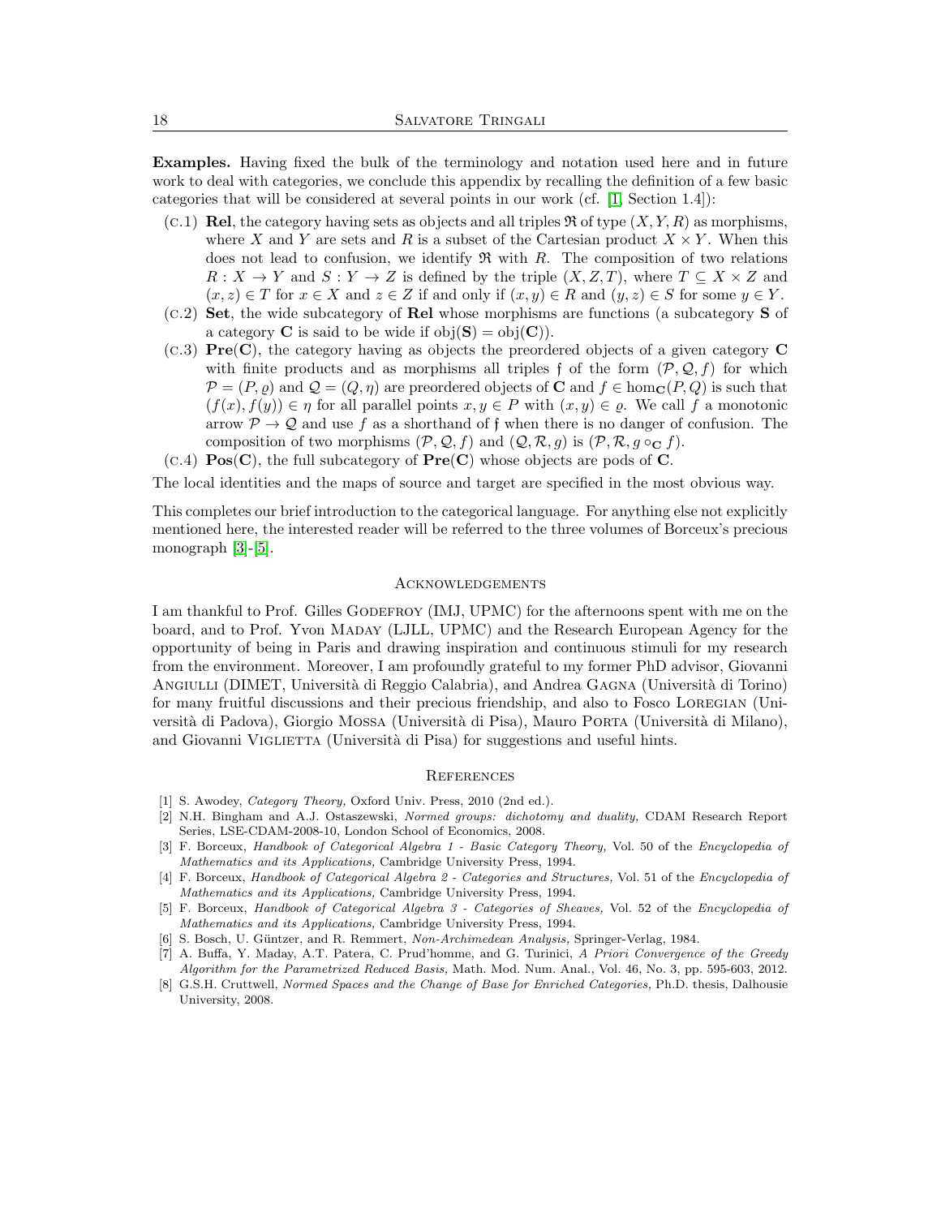**Examples.** Having fixed the bulk of the terminology and notation used here and in future work to deal with categories, we conclude this appendix by recalling the definition of a few basic categories that will be considered at several points in our work (cf. [1, Section 1.4]):

- (C.1) **Rel**, the category having sets as objects and all triples $\mathfrak{R}$ of type $(X, Y, R)$ as morphisms, where $X$ and $Y$ are sets and $R$ is a subset of the Cartesian product $X \times Y$. When this does not lead to confusion, we identify $\mathfrak{R}$ with $R$. The composition of two relations $R : X \to Y$ and $S : Y \to Z$ is defined by the triple $(X, Z, T)$, where $T \subseteq X \times Z$ and $(x, z) \in T$ for $x \in X$ and $z \in Z$ if and only if $(x, y) \in R$ and $(y, z) \in S$ for some $y \in Y$.
- (C.2) **Set**, the wide subcategory of **Rel** whose morphisms are functions (a subcategory **S** of a category **C** is said to be wide if $\text{obj}(\mathbf{S}) = \text{obj}(\mathbf{C})$).
- (C.3) **Pre**(**C**), the category having as objects the preordered objects of a given category **C** with finite products and as morphisms all triples $\mathfrak{f}$ of the form $(\mathcal{P}, \mathcal{Q}, f)$ for which $\mathcal{P} = (P, \varrho)$ and $\mathcal{Q} = (Q, \eta)$ are preordered objects of **C** and $f \in \hom_{\mathbf{C}}(P, Q)$ is such that $(f(x), f(y)) \in \eta$ for all parallel points $x, y \in P$ with $(x, y) \in \varrho$. We call $f$ a monotonic arrow $\mathcal{P} \to \mathcal{Q}$ and use $f$ as a shorthand of $\mathfrak{f}$ when there is no danger of confusion. The composition of two morphisms $(\mathcal{P}, \mathcal{Q}, f)$ and $(\mathcal{Q}, \mathcal{R}, g)$ is $(\mathcal{P}, \mathcal{R}, g \circ_{\mathbf{C}} f)$.
- (C.4) **Pos**(**C**), the full subcategory of **Pre**(**C**) whose objects are pods of **C**.

The local identities and the maps of source and target are specified in the most obvious way.

This completes our brief introduction to the categorical language. For anything else not explicitly mentioned here, the interested reader will be referred to the three volumes of Borceux's precious monograph [3]-[5].

## Acknowledgements

I am thankful to Prof. Gilles Godefroy (IMJ, UPMC) for the afternoons spent with me on the board, and to Prof. Yvon Maday (LJLL, UPMC) and the Research European Agency for the opportunity of being in Paris and drawing inspiration and continuous stimuli for my research from the environment. Moreover, I am profoundly grateful to my former PhD advisor, Giovanni Angiulli (DIMET, Università di Reggio Calabria), and Andrea Gagna (Università di Torino) for many fruitful discussions and their precious friendship, and also to Fosco Loregian (Università di Padova), Giorgio Mossa (Università di Pisa), Mauro Porta (Università di Milano), and Giovanni Viglietta (Università di Pisa) for suggestions and useful hints.

## References

[1] S. Awodey, *Category Theory,* Oxford Univ. Press, 2010 (2nd ed.).

[2] N.H. Bingham and A.J. Ostaszewski, *Normed groups: dichotomy and duality,* CDAM Research Report Series, LSE-CDAM-2008-10, London School of Economics, 2008.

[3] F. Borceux, *Handbook of Categorical Algebra 1 - Basic Category Theory,* Vol. 50 of the *Encyclopedia of Mathematics and its Applications,* Cambridge University Press, 1994.

[4] F. Borceux, *Handbook of Categorical Algebra 2 - Categories and Structures,* Vol. 51 of the *Encyclopedia of Mathematics and its Applications,* Cambridge University Press, 1994.

[5] F. Borceux, *Handbook of Categorical Algebra 3 - Categories of Sheaves,* Vol. 52 of the *Encyclopedia of Mathematics and its Applications,* Cambridge University Press, 1994.

[6] S. Bosch, U. Güntzer, and R. Remmert, *Non-Archimedean Analysis,* Springer-Verlag, 1984.

[7] A. Buffa, Y. Maday, A.T. Patera, C. Prud'homme, and G. Turinici, *A Priori Convergence of the Greedy Algorithm for the Parametrized Reduced Basis,* Math. Mod. Num. Anal., Vol. 46, No. 3, pp. 595-603, 2012.

[8] G.S.H. Cruttwell, *Normed Spaces and the Change of Base for Enriched Categories,* Ph.D. thesis, Dalhousie University, 2008.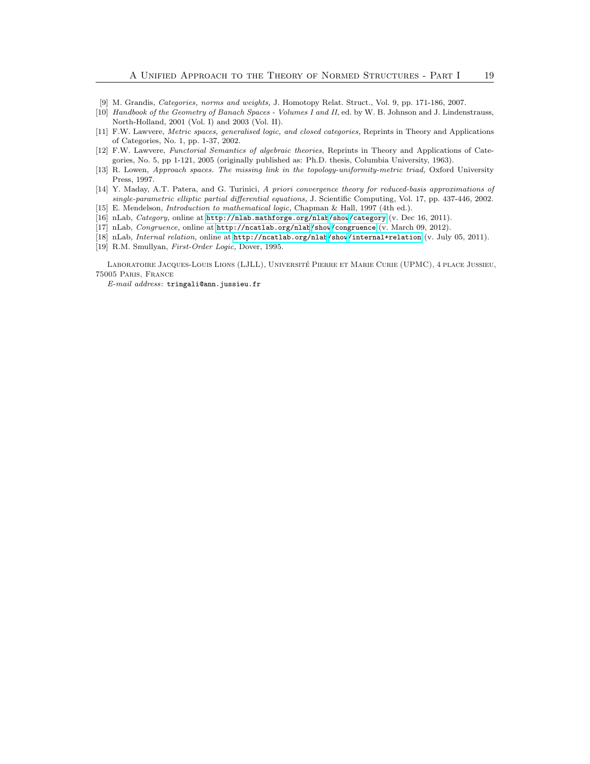[9] M. Grandis, *Categories, norms and weights,* J. Homotopy Relat. Struct., Vol. 9, pp. 171-186, 2007.

[10] *Handbook of the Geometry of Banach Spaces - Volumes I and II*, ed. by W. B. Johnson and J. Lindenstrauss, North-Holland, 2001 (Vol. I) and 2003 (Vol. II).

[11] F.W. Lawvere, *Metric spaces, generalised logic, and closed categories,* Reprints in Theory and Applications of Categories, No. 1, pp. 1-37, 2002.

[12] F.W. Lawvere, *Functorial Semantics of algebraic theories*, Reprints in Theory and Applications of Categories, No. 5, pp 1-121, 2005 (originally published as: Ph.D. thesis, Columbia University, 1963).

[13] R. Lowen, *Approach spaces. The missing link in the topology-uniformity-metric triad,* Oxford University Press, 1997.

[14] Y. Maday, A.T. Patera, and G. Turinici, *A priori convergence theory for reduced-basis approximations of single-parametric elliptic partial differential equations,* J. Scientific Computing, Vol. 17, pp. 437-446, 2002.

[15] E. Mendelson, *Introduction to mathematical logic,* Chapman & Hall, 1997 (4th ed.).

[16] nLab, *Category,* online at `http://nlab.mathforge.org/nlab/show/category` (v. Dec 16, 2011).

[17] nLab, *Congruence,* online at `http://ncatlab.org/nlab/show/congruence` (v. March 09, 2012).

[18] nLab, *Internal relation,* online at `http://ncatlab.org/nlab/show/internal+relation` (v. July 05, 2011).

[19] R.M. Smullyan, *First-Order Logic,* Dover, 1995.

Laboratoire Jacques-Louis Lions (LJLL), Université Pierre et Marie Curie (UPMC), 4 place Jussieu, 75005 Paris, France

*E-mail address*: `tringali@ann.jussieu.fr`